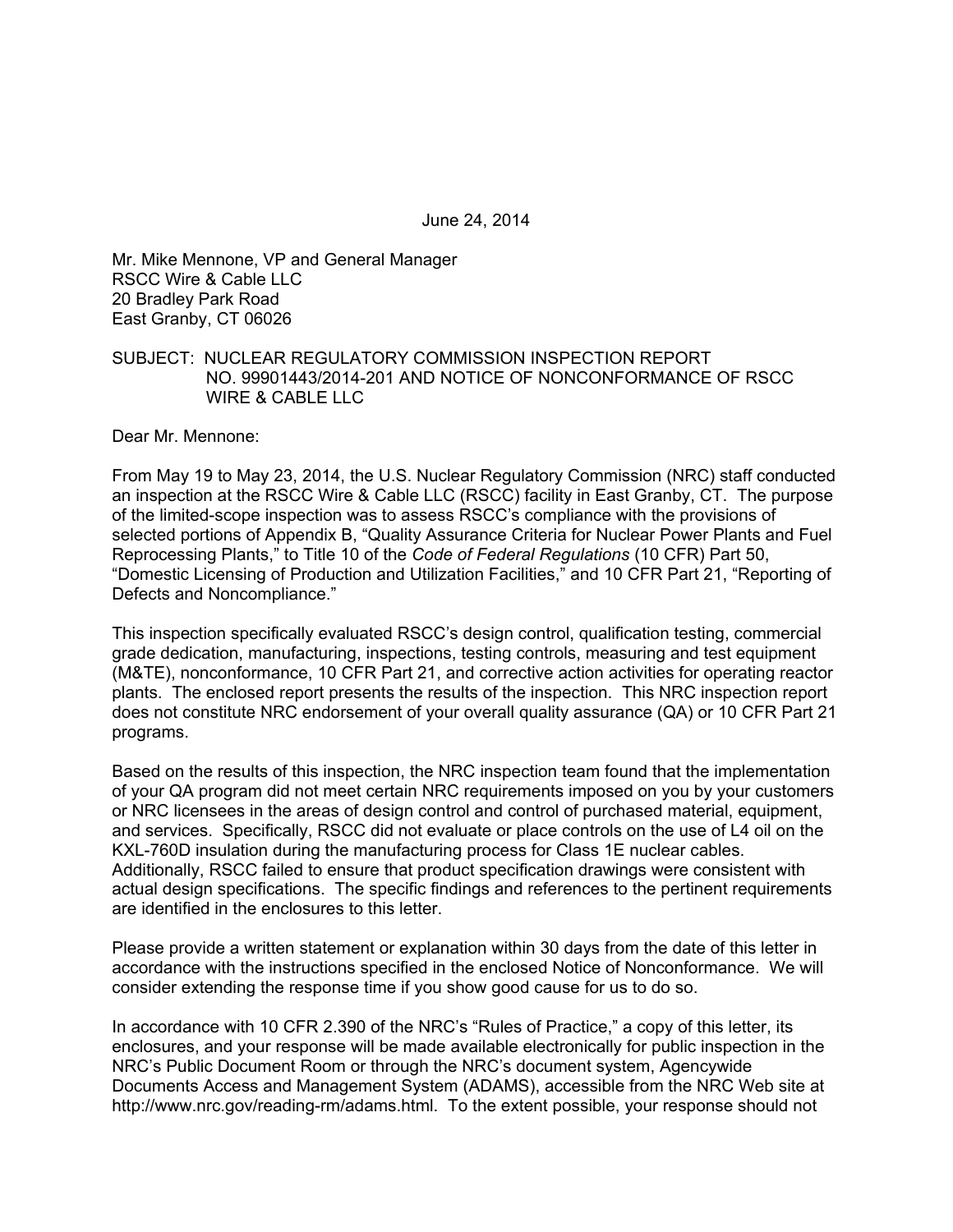June 24, 2014

Mr. Mike Mennone, VP and General Manager
RSCC Wire & Cable LLC
20 Bradley Park Road
East Granby, CT 06026

SUBJECT: NUCLEAR REGULATORY COMMISSION INSPECTION REPORT NO. 99901443/2014-201 AND NOTICE OF NONCONFORMANCE OF RSCC WIRE & CABLE LLC

Dear Mr. Mennone:

From May 19 to May 23, 2014, the U.S. Nuclear Regulatory Commission (NRC) staff conducted an inspection at the RSCC Wire & Cable LLC (RSCC) facility in East Granby, CT. The purpose of the limited-scope inspection was to assess RSCC's compliance with the provisions of selected portions of Appendix B, "Quality Assurance Criteria for Nuclear Power Plants and Fuel Reprocessing Plants," to Title 10 of the *Code of Federal Regulations* (10 CFR) Part 50, "Domestic Licensing of Production and Utilization Facilities," and 10 CFR Part 21, "Reporting of Defects and Noncompliance."

This inspection specifically evaluated RSCC's design control, qualification testing, commercial grade dedication, manufacturing, inspections, testing controls, measuring and test equipment (M&TE), nonconformance, 10 CFR Part 21, and corrective action activities for operating reactor plants. The enclosed report presents the results of the inspection. This NRC inspection report does not constitute NRC endorsement of your overall quality assurance (QA) or 10 CFR Part 21 programs.

Based on the results of this inspection, the NRC inspection team found that the implementation of your QA program did not meet certain NRC requirements imposed on you by your customers or NRC licensees in the areas of design control and control of purchased material, equipment, and services. Specifically, RSCC did not evaluate or place controls on the use of L4 oil on the KXL-760D insulation during the manufacturing process for Class 1E nuclear cables. Additionally, RSCC failed to ensure that product specification drawings were consistent with actual design specifications. The specific findings and references to the pertinent requirements are identified in the enclosures to this letter.

Please provide a written statement or explanation within 30 days from the date of this letter in accordance with the instructions specified in the enclosed Notice of Nonconformance. We will consider extending the response time if you show good cause for us to do so.

In accordance with 10 CFR 2.390 of the NRC's "Rules of Practice," a copy of this letter, its enclosures, and your response will be made available electronically for public inspection in the NRC's Public Document Room or through the NRC's document system, Agencywide Documents Access and Management System (ADAMS), accessible from the NRC Web site at http://www.nrc.gov/reading-rm/adams.html. To the extent possible, your response should not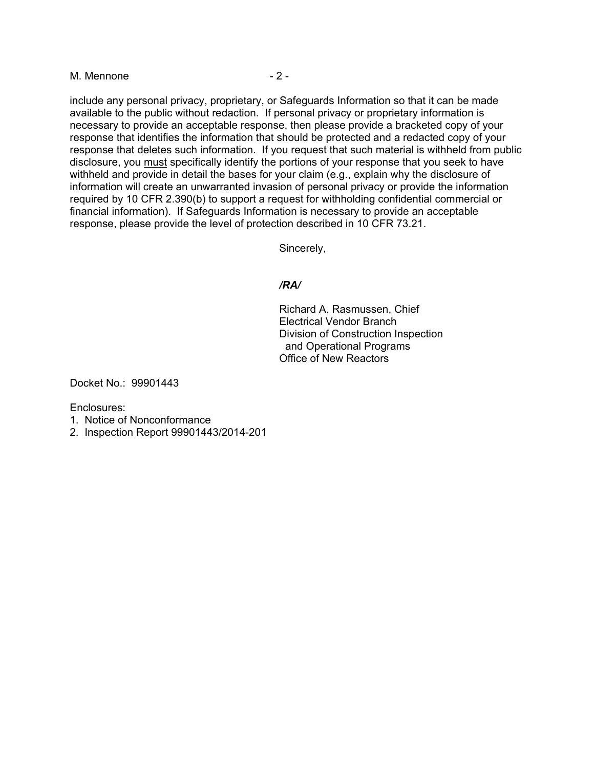include any personal privacy, proprietary, or Safeguards Information so that it can be made available to the public without redaction. If personal privacy or proprietary information is necessary to provide an acceptable response, then please provide a bracketed copy of your response that identifies the information that should be protected and a redacted copy of your response that deletes such information. If you request that such material is withheld from public disclosure, you must specifically identify the portions of your response that you seek to have withheld and provide in detail the bases for your claim (e.g., explain why the disclosure of information will create an unwarranted invasion of personal privacy or provide the information required by 10 CFR 2.390(b) to support a request for withholding confidential commercial or financial information). If Safeguards Information is necessary to provide an acceptable response, please provide the level of protection described in 10 CFR 73.21.

Sincerely,

***/RA/***

Richard A. Rasmussen, Chief
Electrical Vendor Branch
Division of Construction Inspection
and Operational Programs
Office of New Reactors

Docket No.: 99901443

Enclosures:
1. Notice of Nonconformance
2. Inspection Report 99901443/2014-201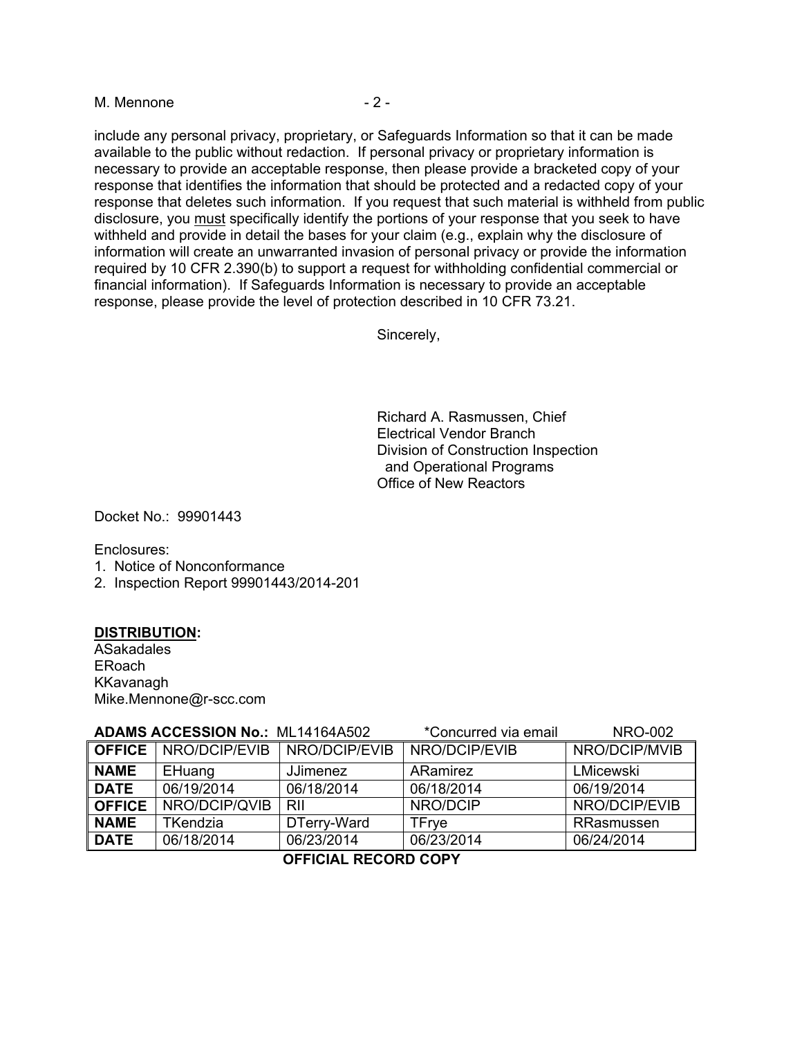include any personal privacy, proprietary, or Safeguards Information so that it can be made available to the public without redaction. If personal privacy or proprietary information is necessary to provide an acceptable response, then please provide a bracketed copy of your response that identifies the information that should be protected and a redacted copy of your response that deletes such information. If you request that such material is withheld from public disclosure, you must specifically identify the portions of your response that you seek to have withheld and provide in detail the bases for your claim (e.g., explain why the disclosure of information will create an unwarranted invasion of personal privacy or provide the information required by 10 CFR 2.390(b) to support a request for withholding confidential commercial or financial information). If Safeguards Information is necessary to provide an acceptable response, please provide the level of protection described in 10 CFR 73.21.

Sincerely,

Richard A. Rasmussen, Chief
Electrical Vendor Branch
Division of Construction Inspection
and Operational Programs
Office of New Reactors

Docket No.: 99901443

Enclosures:
1. Notice of Nonconformance
2. Inspection Report 99901443/2014-201

**DISTRIBUTION:**
ASakadales
ERoach
KKavanagh
Mike.Mennone@r-scc.com

**ADAMS ACCESSION No.:** ML14164A502 *Concurred via email NRO-002

| **OFFICE** | NRO/DCIP/EVIB | NRO/DCIP/EVIB | NRO/DCIP/EVIB | NRO/DCIP/MVIB |
|---|---|---|---|---|
| **NAME** | EHuang | JJimenez | ARamirez | LMicewski |
| **DATE** | 06/19/2014 | 06/18/2014 | 06/18/2014 | 06/19/2014 |
| **OFFICE** | NRO/DCIP/QVIB | RII | NRO/DCIP | NRO/DCIP/EVIB |
| **NAME** | TKendzia | DTerry-Ward | TFrye | RRasmussen |
| **DATE** | 06/18/2014 | 06/23/2014 | 06/23/2014 | 06/24/2014 |

**OFFICIAL RECORD COPY**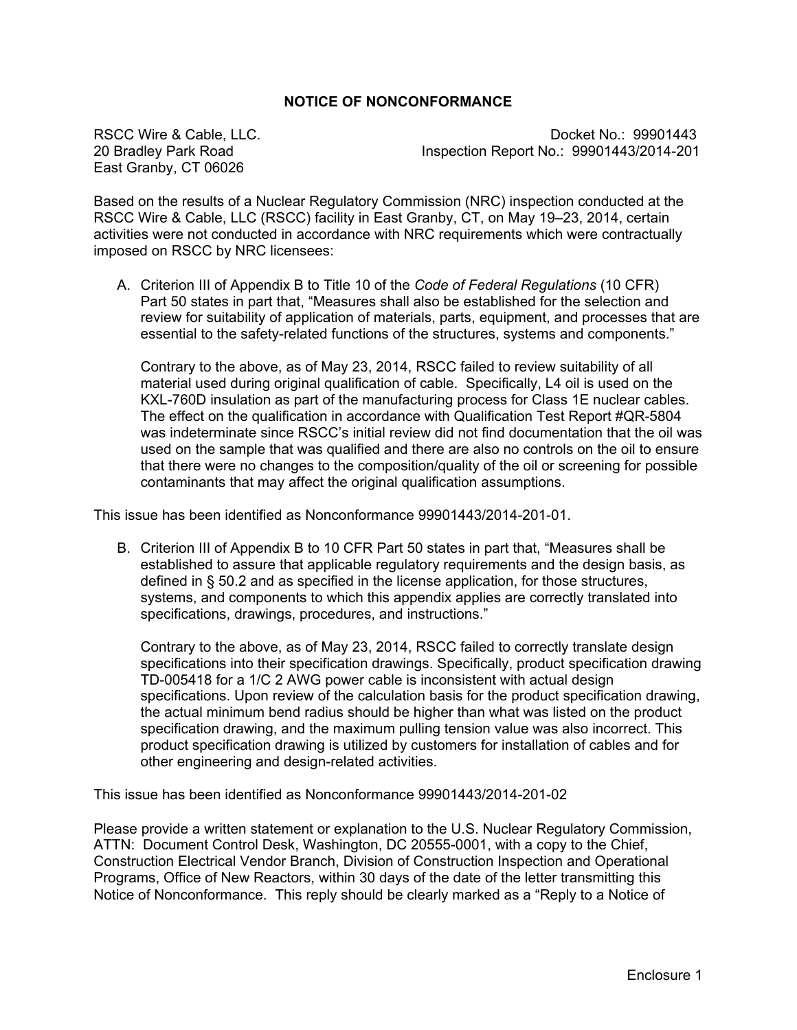## NOTICE OF NONCONFORMANCE

RSCC Wire & Cable, LLC.
20 Bradley Park Road
East Granby, CT 06026

Docket No.: 99901443
Inspection Report No.: 99901443/2014-201

Based on the results of a Nuclear Regulatory Commission (NRC) inspection conducted at the RSCC Wire & Cable, LLC (RSCC) facility in East Granby, CT, on May 19–23, 2014, certain activities were not conducted in accordance with NRC requirements which were contractually imposed on RSCC by NRC licensees:

A. Criterion III of Appendix B to Title 10 of the *Code of Federal Regulations* (10 CFR) Part 50 states in part that, "Measures shall also be established for the selection and review for suitability of application of materials, parts, equipment, and processes that are essential to the safety-related functions of the structures, systems and components."

   Contrary to the above, as of May 23, 2014, RSCC failed to review suitability of all material used during original qualification of cable. Specifically, L4 oil is used on the KXL-760D insulation as part of the manufacturing process for Class 1E nuclear cables. The effect on the qualification in accordance with Qualification Test Report #QR-5804 was indeterminate since RSCC's initial review did not find documentation that the oil was used on the sample that was qualified and there are also no controls on the oil to ensure that there were no changes to the composition/quality of the oil or screening for possible contaminants that may affect the original qualification assumptions.

This issue has been identified as Nonconformance 99901443/2014-201-01.

B. Criterion III of Appendix B to 10 CFR Part 50 states in part that, "Measures shall be established to assure that applicable regulatory requirements and the design basis, as defined in § 50.2 and as specified in the license application, for those structures, systems, and components to which this appendix applies are correctly translated into specifications, drawings, procedures, and instructions."

   Contrary to the above, as of May 23, 2014, RSCC failed to correctly translate design specifications into their specification drawings. Specifically, product specification drawing TD-005418 for a 1/C 2 AWG power cable is inconsistent with actual design specifications. Upon review of the calculation basis for the product specification drawing, the actual minimum bend radius should be higher than what was listed on the product specification drawing, and the maximum pulling tension value was also incorrect. This product specification drawing is utilized by customers for installation of cables and for other engineering and design-related activities.

This issue has been identified as Nonconformance 99901443/2014-201-02

Please provide a written statement or explanation to the U.S. Nuclear Regulatory Commission, ATTN: Document Control Desk, Washington, DC 20555-0001, with a copy to the Chief, Construction Electrical Vendor Branch, Division of Construction Inspection and Operational Programs, Office of New Reactors, within 30 days of the date of the letter transmitting this Notice of Nonconformance. This reply should be clearly marked as a "Reply to a Notice of

Enclosure 1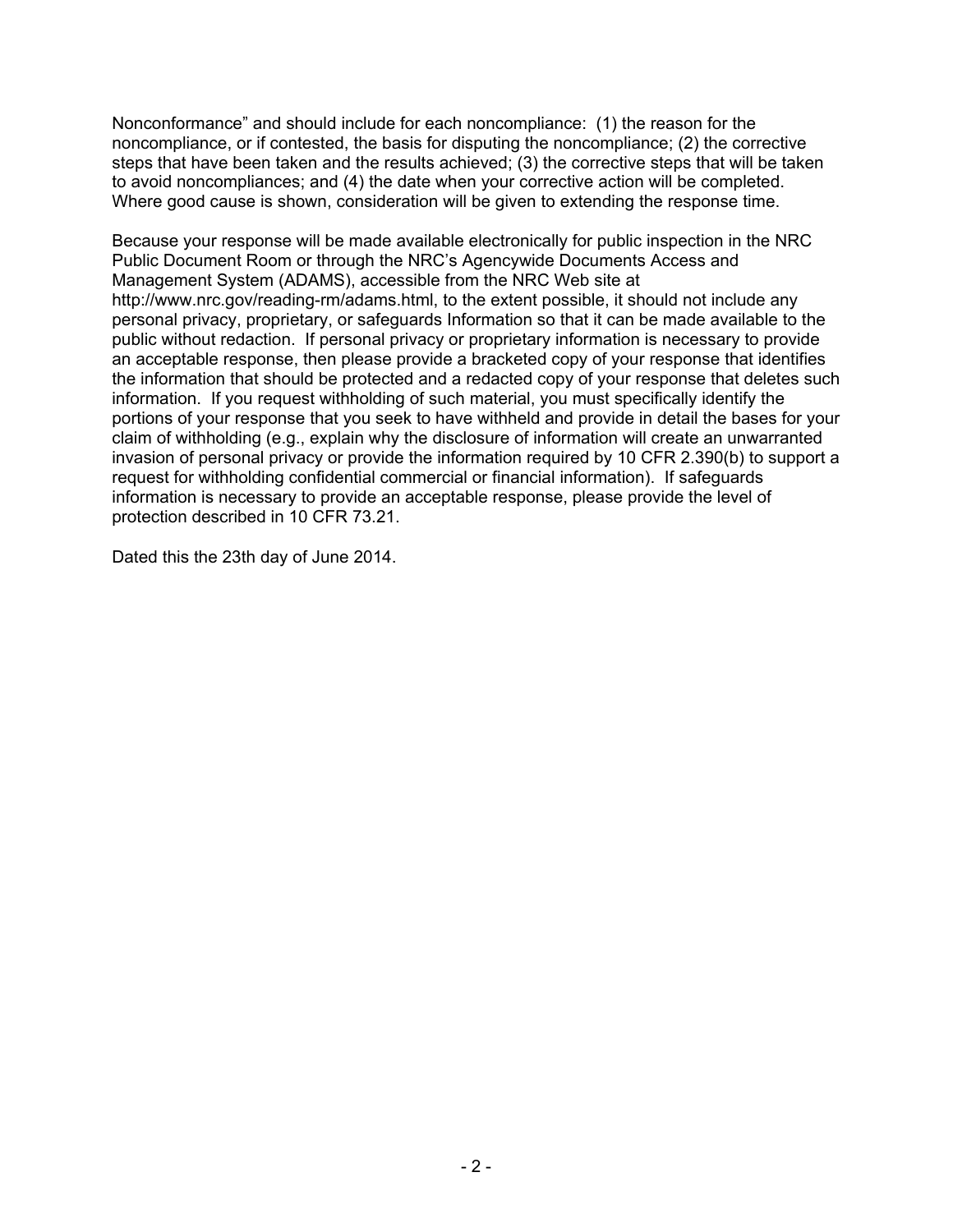Nonconformance" and should include for each noncompliance: (1) the reason for the noncompliance, or if contested, the basis for disputing the noncompliance; (2) the corrective steps that have been taken and the results achieved; (3) the corrective steps that will be taken to avoid noncompliances; and (4) the date when your corrective action will be completed. Where good cause is shown, consideration will be given to extending the response time.

Because your response will be made available electronically for public inspection in the NRC Public Document Room or through the NRC's Agencywide Documents Access and Management System (ADAMS), accessible from the NRC Web site at http://www.nrc.gov/reading-rm/adams.html, to the extent possible, it should not include any personal privacy, proprietary, or safeguards Information so that it can be made available to the public without redaction. If personal privacy or proprietary information is necessary to provide an acceptable response, then please provide a bracketed copy of your response that identifies the information that should be protected and a redacted copy of your response that deletes such information. If you request withholding of such material, you must specifically identify the portions of your response that you seek to have withheld and provide in detail the bases for your claim of withholding (e.g., explain why the disclosure of information will create an unwarranted invasion of personal privacy or provide the information required by 10 CFR 2.390(b) to support a request for withholding confidential commercial or financial information). If safeguards information is necessary to provide an acceptable response, please provide the level of protection described in 10 CFR 73.21.

Dated this the 23th day of June 2014.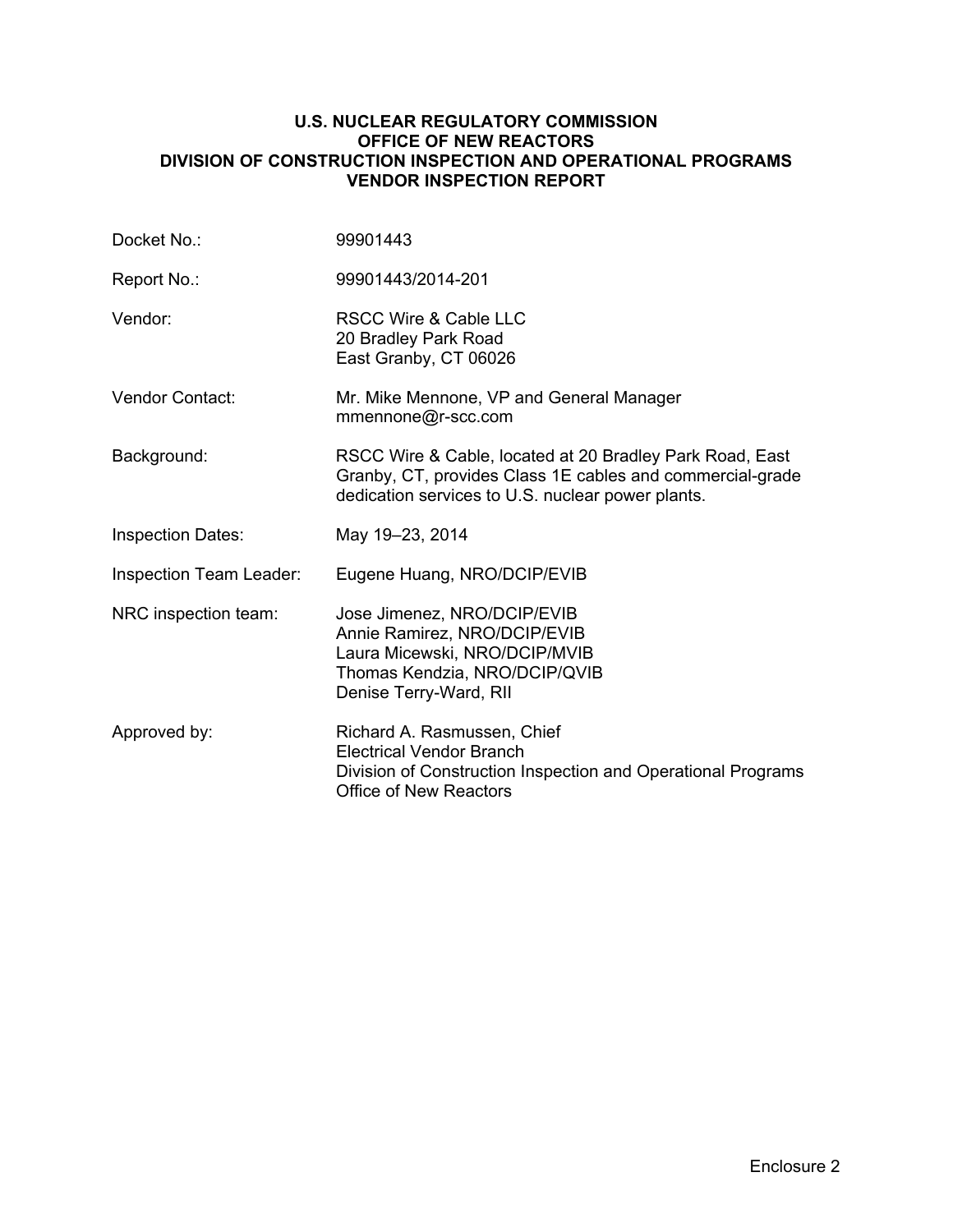**U.S. NUCLEAR REGULATORY COMMISSION**
**OFFICE OF NEW REACTORS**
**DIVISION OF CONSTRUCTION INSPECTION AND OPERATIONAL PROGRAMS**
**VENDOR INSPECTION REPORT**

| | |
|---|---|
| Docket No.: | 99901443 |
| Report No.: | 99901443/2014-201 |
| Vendor: | RSCC Wire & Cable LLC<br>20 Bradley Park Road<br>East Granby, CT 06026 |
| Vendor Contact: | Mr. Mike Mennone, VP and General Manager<br>mmennone@r-scc.com |
| Background: | RSCC Wire & Cable, located at 20 Bradley Park Road, East Granby, CT, provides Class 1E cables and commercial-grade dedication services to U.S. nuclear power plants. |
| Inspection Dates: | May 19–23, 2014 |
| Inspection Team Leader: | Eugene Huang, NRO/DCIP/EVIB |
| NRC inspection team: | Jose Jimenez, NRO/DCIP/EVIB<br>Annie Ramirez, NRO/DCIP/EVIB<br>Laura Micewski, NRO/DCIP/MVIB<br>Thomas Kendzia, NRO/DCIP/QVIB<br>Denise Terry-Ward, RII |
| Approved by: | Richard A. Rasmussen, Chief<br>Electrical Vendor Branch<br>Division of Construction Inspection and Operational Programs<br>Office of New Reactors |

Enclosure 2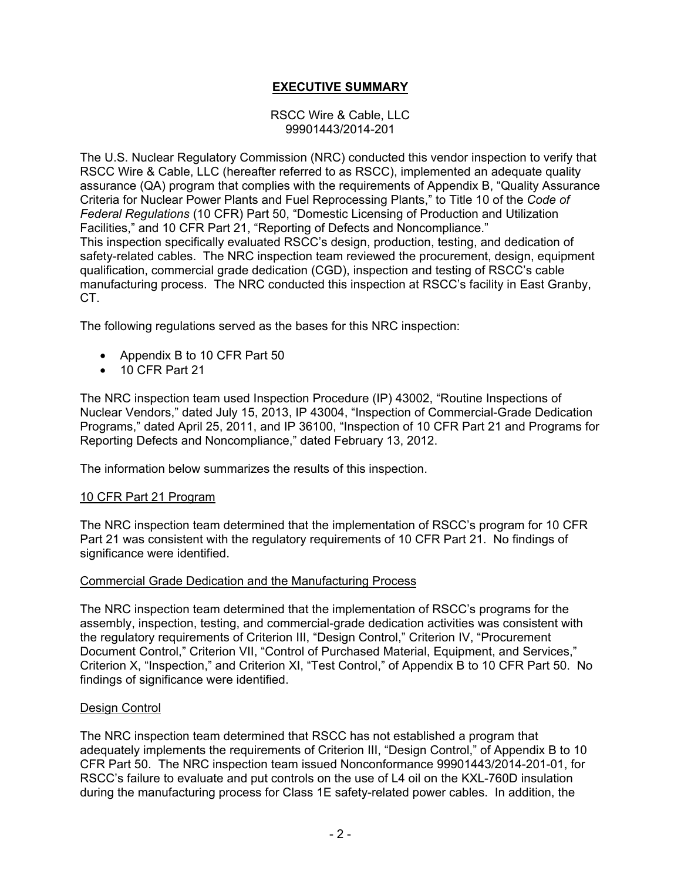# EXECUTIVE SUMMARY

RSCC Wire & Cable, LLC
99901443/2014-201

The U.S. Nuclear Regulatory Commission (NRC) conducted this vendor inspection to verify that RSCC Wire & Cable, LLC (hereafter referred to as RSCC), implemented an adequate quality assurance (QA) program that complies with the requirements of Appendix B, "Quality Assurance Criteria for Nuclear Power Plants and Fuel Reprocessing Plants," to Title 10 of the *Code of Federal Regulations* (10 CFR) Part 50, "Domestic Licensing of Production and Utilization Facilities," and 10 CFR Part 21, "Reporting of Defects and Noncompliance."
This inspection specifically evaluated RSCC's design, production, testing, and dedication of safety-related cables. The NRC inspection team reviewed the procurement, design, equipment qualification, commercial grade dedication (CGD), inspection and testing of RSCC's cable manufacturing process. The NRC conducted this inspection at RSCC's facility in East Granby, CT.

The following regulations served as the bases for this NRC inspection:

- Appendix B to 10 CFR Part 50
- 10 CFR Part 21

The NRC inspection team used Inspection Procedure (IP) 43002, "Routine Inspections of Nuclear Vendors," dated July 15, 2013, IP 43004, "Inspection of Commercial-Grade Dedication Programs," dated April 25, 2011, and IP 36100, "Inspection of 10 CFR Part 21 and Programs for Reporting Defects and Noncompliance," dated February 13, 2012.

The information below summarizes the results of this inspection.

## 10 CFR Part 21 Program

The NRC inspection team determined that the implementation of RSCC's program for 10 CFR Part 21 was consistent with the regulatory requirements of 10 CFR Part 21. No findings of significance were identified.

## Commercial Grade Dedication and the Manufacturing Process

The NRC inspection team determined that the implementation of RSCC's programs for the assembly, inspection, testing, and commercial-grade dedication activities was consistent with the regulatory requirements of Criterion III, "Design Control," Criterion IV, "Procurement Document Control," Criterion VII, "Control of Purchased Material, Equipment, and Services," Criterion X, "Inspection," and Criterion XI, "Test Control," of Appendix B to 10 CFR Part 50. No findings of significance were identified.

## Design Control

The NRC inspection team determined that RSCC has not established a program that adequately implements the requirements of Criterion III, "Design Control," of Appendix B to 10 CFR Part 50. The NRC inspection team issued Nonconformance 99901443/2014-201-01, for RSCC's failure to evaluate and put controls on the use of L4 oil on the KXL-760D insulation during the manufacturing process for Class 1E safety-related power cables. In addition, the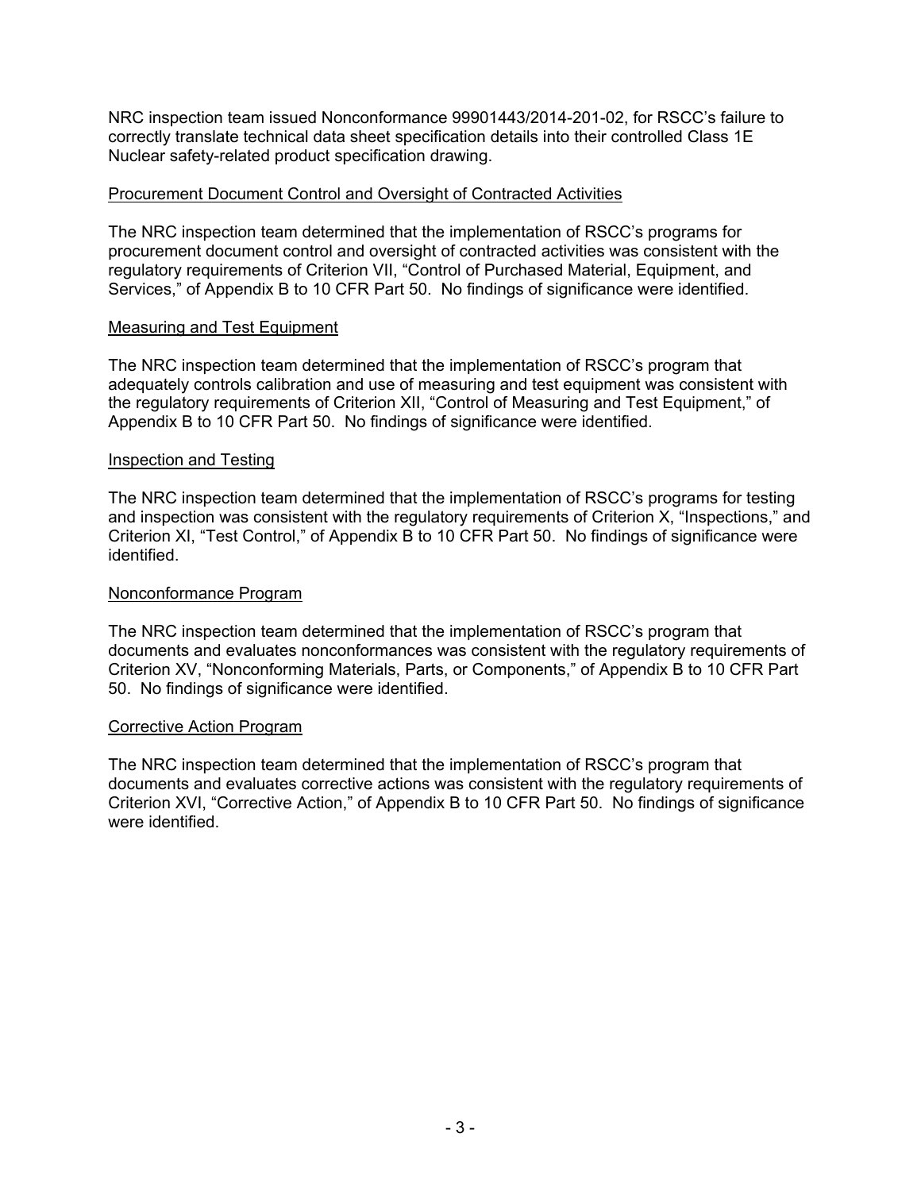NRC inspection team issued Nonconformance 99901443/2014-201-02, for RSCC's failure to correctly translate technical data sheet specification details into their controlled Class 1E Nuclear safety-related product specification drawing.

Procurement Document Control and Oversight of Contracted Activities

The NRC inspection team determined that the implementation of RSCC's programs for procurement document control and oversight of contracted activities was consistent with the regulatory requirements of Criterion VII, "Control of Purchased Material, Equipment, and Services," of Appendix B to 10 CFR Part 50. No findings of significance were identified.

Measuring and Test Equipment

The NRC inspection team determined that the implementation of RSCC's program that adequately controls calibration and use of measuring and test equipment was consistent with the regulatory requirements of Criterion XII, "Control of Measuring and Test Equipment," of Appendix B to 10 CFR Part 50. No findings of significance were identified.

Inspection and Testing

The NRC inspection team determined that the implementation of RSCC's programs for testing and inspection was consistent with the regulatory requirements of Criterion X, "Inspections," and Criterion XI, "Test Control," of Appendix B to 10 CFR Part 50. No findings of significance were identified.

Nonconformance Program

The NRC inspection team determined that the implementation of RSCC's program that documents and evaluates nonconformances was consistent with the regulatory requirements of Criterion XV, "Nonconforming Materials, Parts, or Components," of Appendix B to 10 CFR Part 50. No findings of significance were identified.

Corrective Action Program

The NRC inspection team determined that the implementation of RSCC's program that documents and evaluates corrective actions was consistent with the regulatory requirements of Criterion XVI, "Corrective Action," of Appendix B to 10 CFR Part 50. No findings of significance were identified.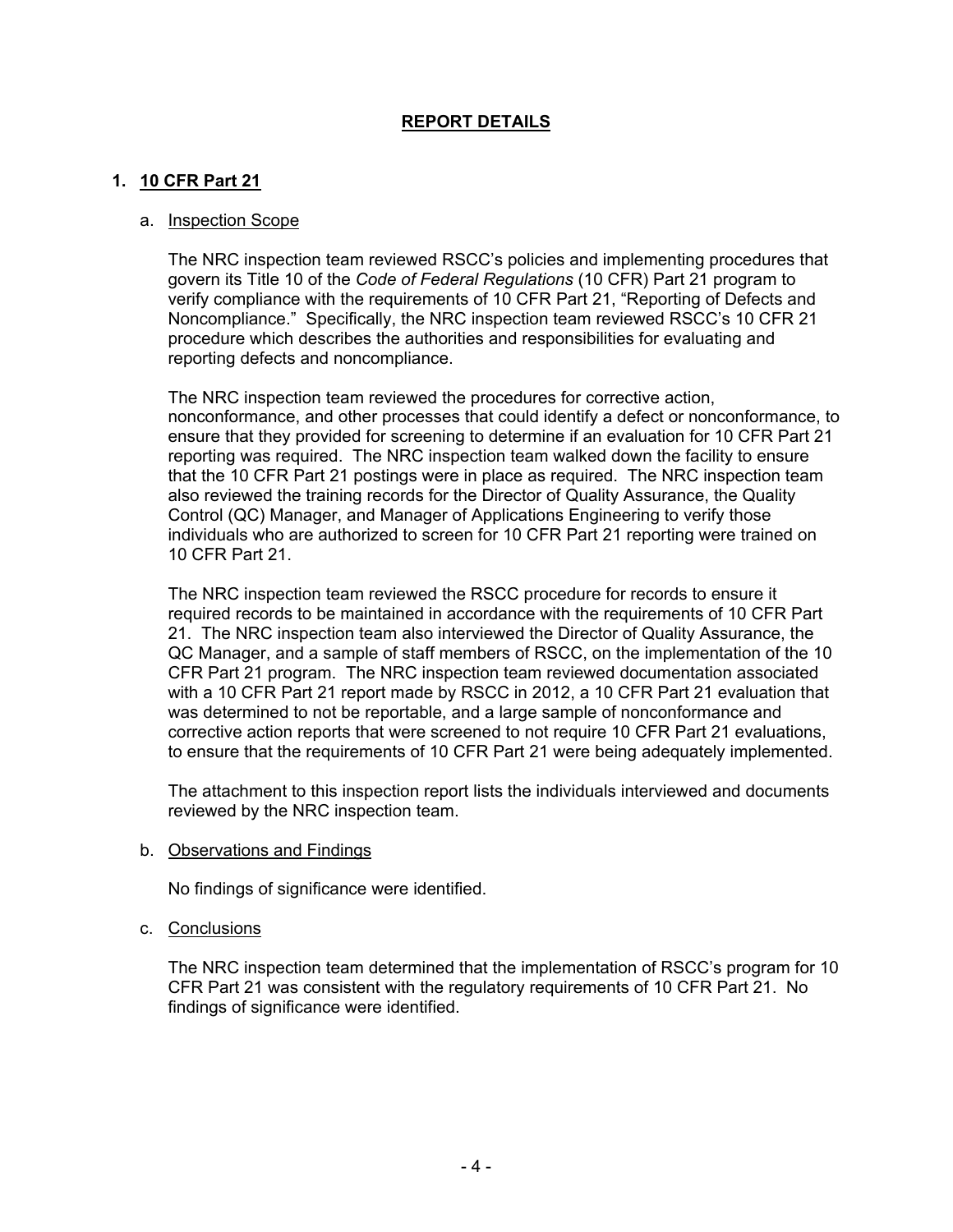## REPORT DETAILS

### 1. 10 CFR Part 21

a. Inspection Scope

The NRC inspection team reviewed RSCC's policies and implementing procedures that govern its Title 10 of the *Code of Federal Regulations* (10 CFR) Part 21 program to verify compliance with the requirements of 10 CFR Part 21, "Reporting of Defects and Noncompliance." Specifically, the NRC inspection team reviewed RSCC's 10 CFR 21 procedure which describes the authorities and responsibilities for evaluating and reporting defects and noncompliance.

The NRC inspection team reviewed the procedures for corrective action, nonconformance, and other processes that could identify a defect or nonconformance, to ensure that they provided for screening to determine if an evaluation for 10 CFR Part 21 reporting was required. The NRC inspection team walked down the facility to ensure that the 10 CFR Part 21 postings were in place as required. The NRC inspection team also reviewed the training records for the Director of Quality Assurance, the Quality Control (QC) Manager, and Manager of Applications Engineering to verify those individuals who are authorized to screen for 10 CFR Part 21 reporting were trained on 10 CFR Part 21.

The NRC inspection team reviewed the RSCC procedure for records to ensure it required records to be maintained in accordance with the requirements of 10 CFR Part 21. The NRC inspection team also interviewed the Director of Quality Assurance, the QC Manager, and a sample of staff members of RSCC, on the implementation of the 10 CFR Part 21 program. The NRC inspection team reviewed documentation associated with a 10 CFR Part 21 report made by RSCC in 2012, a 10 CFR Part 21 evaluation that was determined to not be reportable, and a large sample of nonconformance and corrective action reports that were screened to not require 10 CFR Part 21 evaluations, to ensure that the requirements of 10 CFR Part 21 were being adequately implemented.

The attachment to this inspection report lists the individuals interviewed and documents reviewed by the NRC inspection team.

b. Observations and Findings

No findings of significance were identified.

c. Conclusions

The NRC inspection team determined that the implementation of RSCC's program for 10 CFR Part 21 was consistent with the regulatory requirements of 10 CFR Part 21. No findings of significance were identified.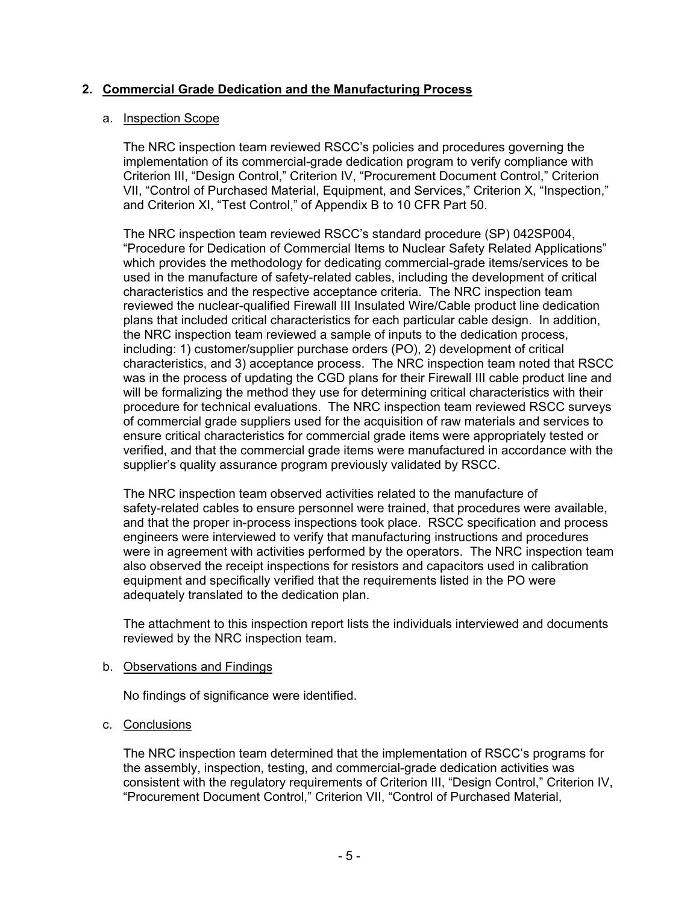## 2. Commercial Grade Dedication and the Manufacturing Process

### a. Inspection Scope

The NRC inspection team reviewed RSCC's policies and procedures governing the implementation of its commercial-grade dedication program to verify compliance with Criterion III, "Design Control," Criterion IV, "Procurement Document Control," Criterion VII, "Control of Purchased Material, Equipment, and Services," Criterion X, "Inspection," and Criterion XI, "Test Control," of Appendix B to 10 CFR Part 50.

The NRC inspection team reviewed RSCC's standard procedure (SP) 042SP004, "Procedure for Dedication of Commercial Items to Nuclear Safety Related Applications" which provides the methodology for dedicating commercial-grade items/services to be used in the manufacture of safety-related cables, including the development of critical characteristics and the respective acceptance criteria. The NRC inspection team reviewed the nuclear-qualified Firewall III Insulated Wire/Cable product line dedication plans that included critical characteristics for each particular cable design. In addition, the NRC inspection team reviewed a sample of inputs to the dedication process, including: 1) customer/supplier purchase orders (PO), 2) development of critical characteristics, and 3) acceptance process. The NRC inspection team noted that RSCC was in the process of updating the CGD plans for their Firewall III cable product line and will be formalizing the method they use for determining critical characteristics with their procedure for technical evaluations. The NRC inspection team reviewed RSCC surveys of commercial grade suppliers used for the acquisition of raw materials and services to ensure critical characteristics for commercial grade items were appropriately tested or verified, and that the commercial grade items were manufactured in accordance with the supplier's quality assurance program previously validated by RSCC.

The NRC inspection team observed activities related to the manufacture of safety-related cables to ensure personnel were trained, that procedures were available, and that the proper in-process inspections took place. RSCC specification and process engineers were interviewed to verify that manufacturing instructions and procedures were in agreement with activities performed by the operators. The NRC inspection team also observed the receipt inspections for resistors and capacitors used in calibration equipment and specifically verified that the requirements listed in the PO were adequately translated to the dedication plan.

The attachment to this inspection report lists the individuals interviewed and documents reviewed by the NRC inspection team.

### b. Observations and Findings

No findings of significance were identified.

### c. Conclusions

The NRC inspection team determined that the implementation of RSCC's programs for the assembly, inspection, testing, and commercial-grade dedication activities was consistent with the regulatory requirements of Criterion III, "Design Control," Criterion IV, "Procurement Document Control," Criterion VII, "Control of Purchased Material,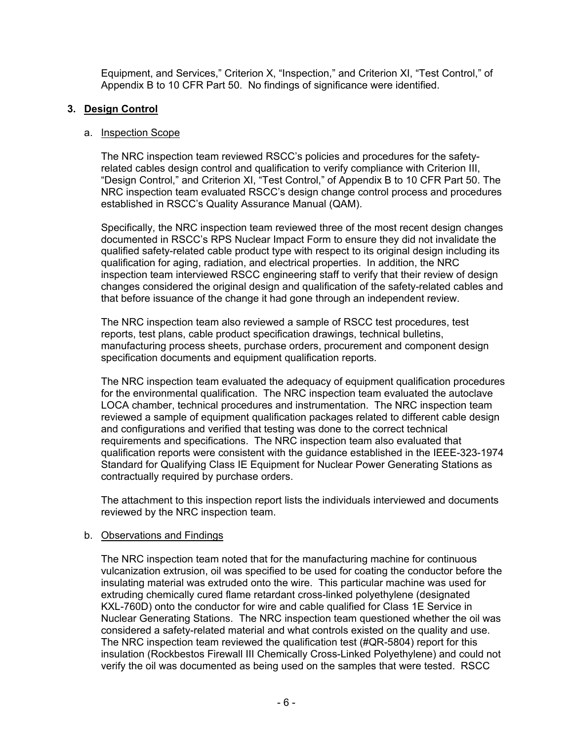Equipment, and Services," Criterion X, "Inspection," and Criterion XI, "Test Control," of Appendix B to 10 CFR Part 50. No findings of significance were identified.

## 3. Design Control

### a. Inspection Scope

The NRC inspection team reviewed RSCC's policies and procedures for the safety-related cables design control and qualification to verify compliance with Criterion III, "Design Control," and Criterion XI, "Test Control," of Appendix B to 10 CFR Part 50. The NRC inspection team evaluated RSCC's design change control process and procedures established in RSCC's Quality Assurance Manual (QAM).

Specifically, the NRC inspection team reviewed three of the most recent design changes documented in RSCC's RPS Nuclear Impact Form to ensure they did not invalidate the qualified safety-related cable product type with respect to its original design including its qualification for aging, radiation, and electrical properties. In addition, the NRC inspection team interviewed RSCC engineering staff to verify that their review of design changes considered the original design and qualification of the safety-related cables and that before issuance of the change it had gone through an independent review.

The NRC inspection team also reviewed a sample of RSCC test procedures, test reports, test plans, cable product specification drawings, technical bulletins, manufacturing process sheets, purchase orders, procurement and component design specification documents and equipment qualification reports.

The NRC inspection team evaluated the adequacy of equipment qualification procedures for the environmental qualification. The NRC inspection team evaluated the autoclave LOCA chamber, technical procedures and instrumentation. The NRC inspection team reviewed a sample of equipment qualification packages related to different cable design and configurations and verified that testing was done to the correct technical requirements and specifications. The NRC inspection team also evaluated that qualification reports were consistent with the guidance established in the IEEE-323-1974 Standard for Qualifying Class IE Equipment for Nuclear Power Generating Stations as contractually required by purchase orders.

The attachment to this inspection report lists the individuals interviewed and documents reviewed by the NRC inspection team.

### b. Observations and Findings

The NRC inspection team noted that for the manufacturing machine for continuous vulcanization extrusion, oil was specified to be used for coating the conductor before the insulating material was extruded onto the wire. This particular machine was used for extruding chemically cured flame retardant cross-linked polyethylene (designated KXL-760D) onto the conductor for wire and cable qualified for Class 1E Service in Nuclear Generating Stations. The NRC inspection team questioned whether the oil was considered a safety-related material and what controls existed on the quality and use. The NRC inspection team reviewed the qualification test (#QR-5804) report for this insulation (Rockbestos Firewall III Chemically Cross-Linked Polyethylene) and could not verify the oil was documented as being used on the samples that were tested. RSCC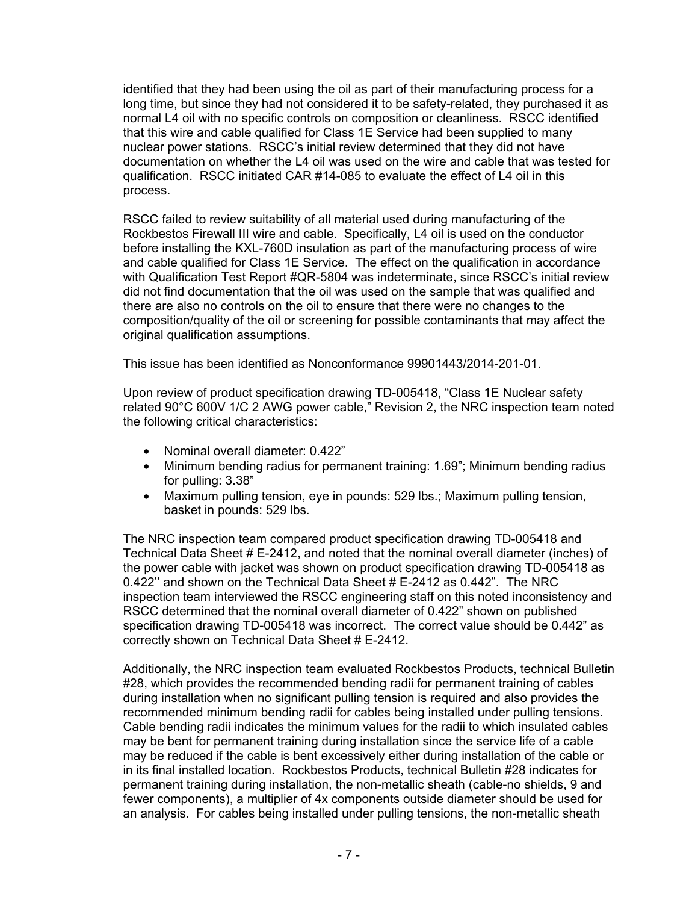identified that they had been using the oil as part of their manufacturing process for a long time, but since they had not considered it to be safety-related, they purchased it as normal L4 oil with no specific controls on composition or cleanliness. RSCC identified that this wire and cable qualified for Class 1E Service had been supplied to many nuclear power stations. RSCC's initial review determined that they did not have documentation on whether the L4 oil was used on the wire and cable that was tested for qualification. RSCC initiated CAR #14-085 to evaluate the effect of L4 oil in this process.

RSCC failed to review suitability of all material used during manufacturing of the Rockbestos Firewall III wire and cable. Specifically, L4 oil is used on the conductor before installing the KXL-760D insulation as part of the manufacturing process of wire and cable qualified for Class 1E Service. The effect on the qualification in accordance with Qualification Test Report #QR-5804 was indeterminate, since RSCC's initial review did not find documentation that the oil was used on the sample that was qualified and there are also no controls on the oil to ensure that there were no changes to the composition/quality of the oil or screening for possible contaminants that may affect the original qualification assumptions.

This issue has been identified as Nonconformance 99901443/2014-201-01.

Upon review of product specification drawing TD-005418, "Class 1E Nuclear safety related 90°C 600V 1/C 2 AWG power cable," Revision 2, the NRC inspection team noted the following critical characteristics:

- Nominal overall diameter: 0.422"
- Minimum bending radius for permanent training: 1.69"; Minimum bending radius for pulling: 3.38"
- Maximum pulling tension, eye in pounds: 529 lbs.; Maximum pulling tension, basket in pounds: 529 lbs.

The NRC inspection team compared product specification drawing TD-005418 and Technical Data Sheet # E-2412, and noted that the nominal overall diameter (inches) of the power cable with jacket was shown on product specification drawing TD-005418 as 0.422'' and shown on the Technical Data Sheet # E-2412 as 0.442". The NRC inspection team interviewed the RSCC engineering staff on this noted inconsistency and RSCC determined that the nominal overall diameter of 0.422" shown on published specification drawing TD-005418 was incorrect. The correct value should be 0.442" as correctly shown on Technical Data Sheet # E-2412.

Additionally, the NRC inspection team evaluated Rockbestos Products, technical Bulletin #28, which provides the recommended bending radii for permanent training of cables during installation when no significant pulling tension is required and also provides the recommended minimum bending radii for cables being installed under pulling tensions. Cable bending radii indicates the minimum values for the radii to which insulated cables may be bent for permanent training during installation since the service life of a cable may be reduced if the cable is bent excessively either during installation of the cable or in its final installed location. Rockbestos Products, technical Bulletin #28 indicates for permanent training during installation, the non-metallic sheath (cable-no shields, 9 and fewer components), a multiplier of 4x components outside diameter should be used for an analysis. For cables being installed under pulling tensions, the non-metallic sheath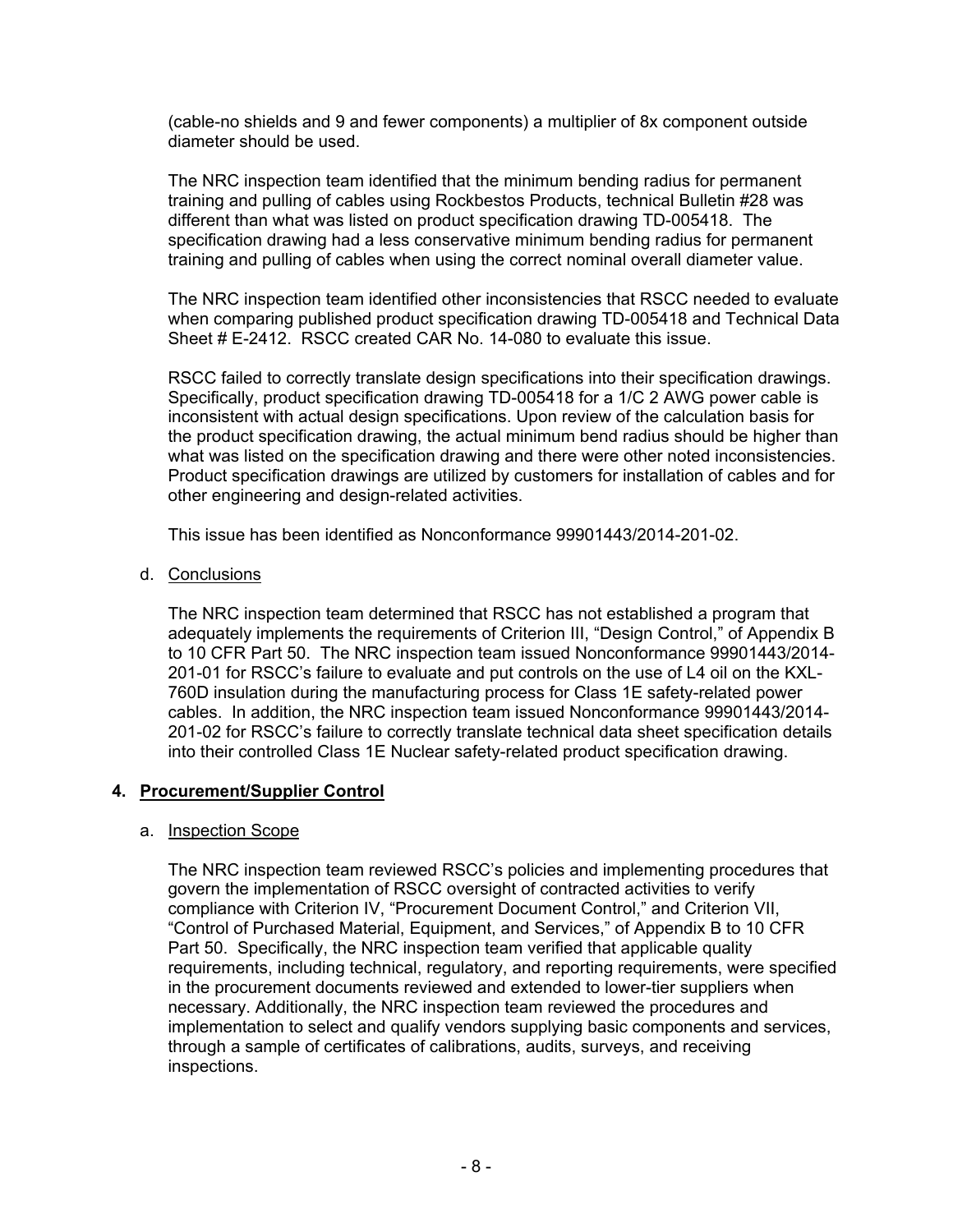(cable-no shields and 9 and fewer components) a multiplier of 8x component outside diameter should be used.

The NRC inspection team identified that the minimum bending radius for permanent training and pulling of cables using Rockbestos Products, technical Bulletin #28 was different than what was listed on product specification drawing TD-005418. The specification drawing had a less conservative minimum bending radius for permanent training and pulling of cables when using the correct nominal overall diameter value.

The NRC inspection team identified other inconsistencies that RSCC needed to evaluate when comparing published product specification drawing TD-005418 and Technical Data Sheet # E-2412. RSCC created CAR No. 14-080 to evaluate this issue.

RSCC failed to correctly translate design specifications into their specification drawings. Specifically, product specification drawing TD-005418 for a 1/C 2 AWG power cable is inconsistent with actual design specifications. Upon review of the calculation basis for the product specification drawing, the actual minimum bend radius should be higher than what was listed on the specification drawing and there were other noted inconsistencies. Product specification drawings are utilized by customers for installation of cables and for other engineering and design-related activities.

This issue has been identified as Nonconformance 99901443/2014-201-02.

d. Conclusions

The NRC inspection team determined that RSCC has not established a program that adequately implements the requirements of Criterion III, "Design Control," of Appendix B to 10 CFR Part 50. The NRC inspection team issued Nonconformance 99901443/2014-201-01 for RSCC's failure to evaluate and put controls on the use of L4 oil on the KXL-760D insulation during the manufacturing process for Class 1E safety-related power cables. In addition, the NRC inspection team issued Nonconformance 99901443/2014-201-02 for RSCC's failure to correctly translate technical data sheet specification details into their controlled Class 1E Nuclear safety-related product specification drawing.

## 4. Procurement/Supplier Control

a. Inspection Scope

The NRC inspection team reviewed RSCC's policies and implementing procedures that govern the implementation of RSCC oversight of contracted activities to verify compliance with Criterion IV, "Procurement Document Control," and Criterion VII, "Control of Purchased Material, Equipment, and Services," of Appendix B to 10 CFR Part 50. Specifically, the NRC inspection team verified that applicable quality requirements, including technical, regulatory, and reporting requirements, were specified in the procurement documents reviewed and extended to lower-tier suppliers when necessary. Additionally, the NRC inspection team reviewed the procedures and implementation to select and qualify vendors supplying basic components and services, through a sample of certificates of calibrations, audits, surveys, and receiving inspections.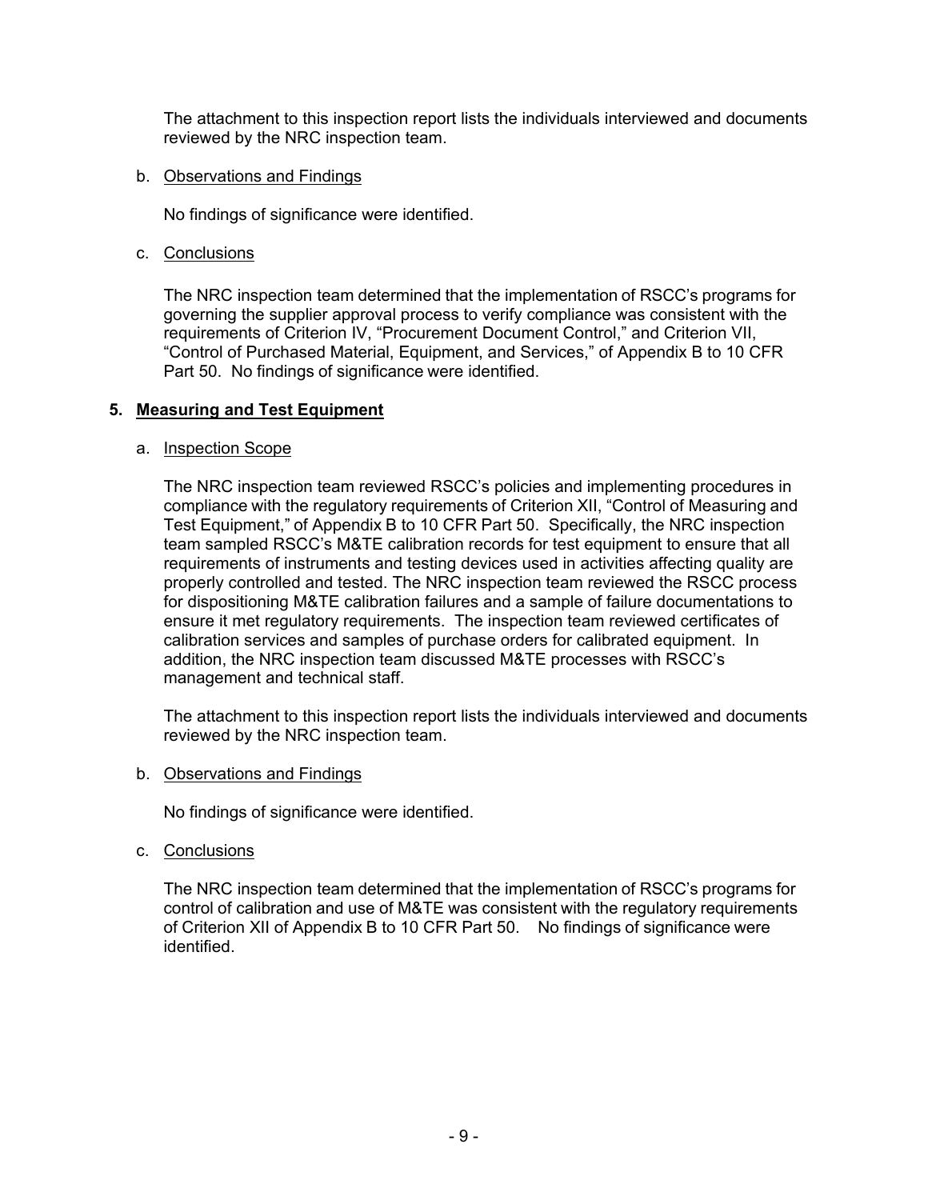The attachment to this inspection report lists the individuals interviewed and documents reviewed by the NRC inspection team.

b. Observations and Findings

No findings of significance were identified.

c. Conclusions

The NRC inspection team determined that the implementation of RSCC's programs for governing the supplier approval process to verify compliance was consistent with the requirements of Criterion IV, "Procurement Document Control," and Criterion VII, "Control of Purchased Material, Equipment, and Services," of Appendix B to 10 CFR Part 50. No findings of significance were identified.

## 5. Measuring and Test Equipment

a. Inspection Scope

The NRC inspection team reviewed RSCC's policies and implementing procedures in compliance with the regulatory requirements of Criterion XII, "Control of Measuring and Test Equipment," of Appendix B to 10 CFR Part 50. Specifically, the NRC inspection team sampled RSCC's M&TE calibration records for test equipment to ensure that all requirements of instruments and testing devices used in activities affecting quality are properly controlled and tested. The NRC inspection team reviewed the RSCC process for dispositioning M&TE calibration failures and a sample of failure documentations to ensure it met regulatory requirements. The inspection team reviewed certificates of calibration services and samples of purchase orders for calibrated equipment. In addition, the NRC inspection team discussed M&TE processes with RSCC's management and technical staff.

The attachment to this inspection report lists the individuals interviewed and documents reviewed by the NRC inspection team.

b. Observations and Findings

No findings of significance were identified.

c. Conclusions

The NRC inspection team determined that the implementation of RSCC's programs for control of calibration and use of M&TE was consistent with the regulatory requirements of Criterion XII of Appendix B to 10 CFR Part 50. No findings of significance were identified.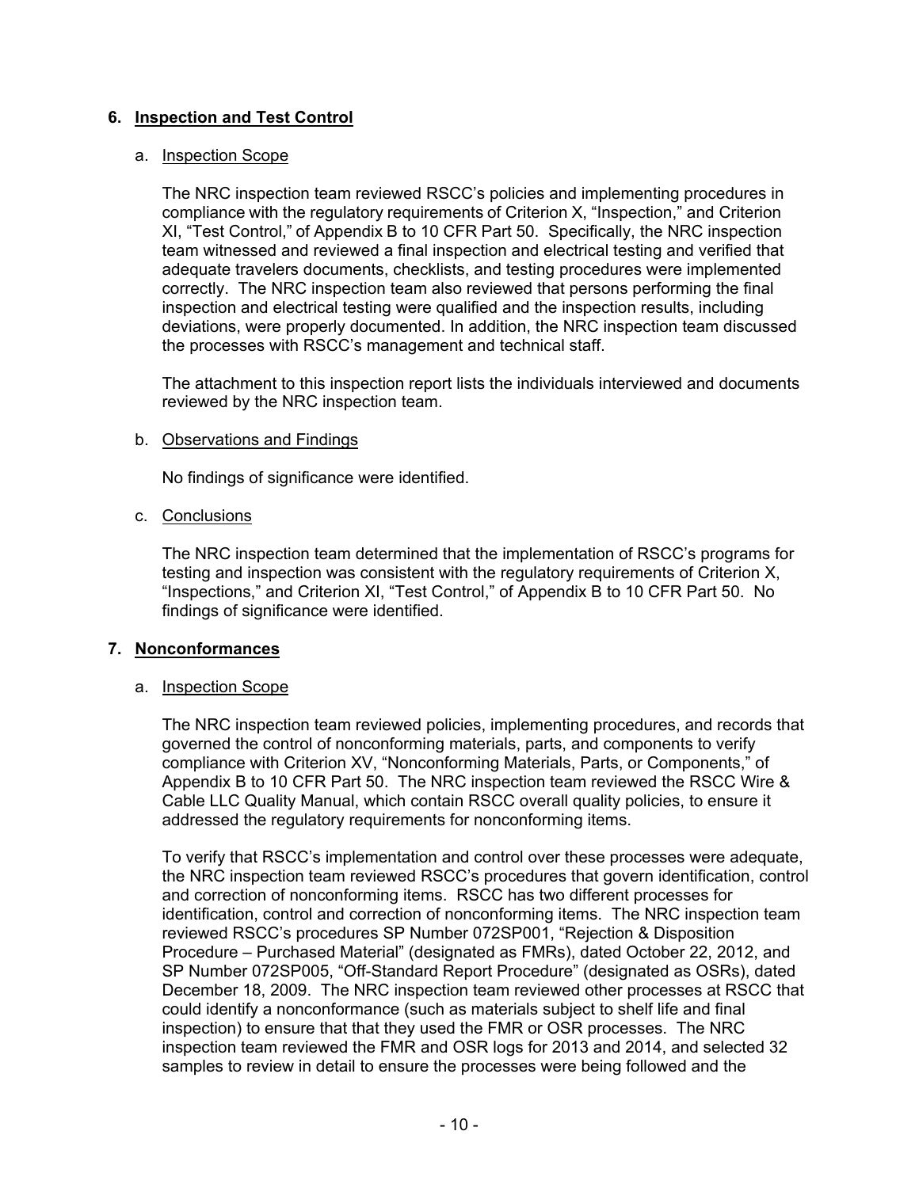## 6. Inspection and Test Control

### a. Inspection Scope

The NRC inspection team reviewed RSCC's policies and implementing procedures in compliance with the regulatory requirements of Criterion X, "Inspection," and Criterion XI, "Test Control," of Appendix B to 10 CFR Part 50. Specifically, the NRC inspection team witnessed and reviewed a final inspection and electrical testing and verified that adequate travelers documents, checklists, and testing procedures were implemented correctly. The NRC inspection team also reviewed that persons performing the final inspection and electrical testing were qualified and the inspection results, including deviations, were properly documented. In addition, the NRC inspection team discussed the processes with RSCC's management and technical staff.

The attachment to this inspection report lists the individuals interviewed and documents reviewed by the NRC inspection team.

### b. Observations and Findings

No findings of significance were identified.

### c. Conclusions

The NRC inspection team determined that the implementation of RSCC's programs for testing and inspection was consistent with the regulatory requirements of Criterion X, "Inspections," and Criterion XI, "Test Control," of Appendix B to 10 CFR Part 50. No findings of significance were identified.

## 7. Nonconformances

### a. Inspection Scope

The NRC inspection team reviewed policies, implementing procedures, and records that governed the control of nonconforming materials, parts, and components to verify compliance with Criterion XV, "Nonconforming Materials, Parts, or Components," of Appendix B to 10 CFR Part 50. The NRC inspection team reviewed the RSCC Wire & Cable LLC Quality Manual, which contain RSCC overall quality policies, to ensure it addressed the regulatory requirements for nonconforming items.

To verify that RSCC's implementation and control over these processes were adequate, the NRC inspection team reviewed RSCC's procedures that govern identification, control and correction of nonconforming items. RSCC has two different processes for identification, control and correction of nonconforming items. The NRC inspection team reviewed RSCC's procedures SP Number 072SP001, "Rejection & Disposition Procedure – Purchased Material" (designated as FMRs), dated October 22, 2012, and SP Number 072SP005, "Off-Standard Report Procedure" (designated as OSRs), dated December 18, 2009. The NRC inspection team reviewed other processes at RSCC that could identify a nonconformance (such as materials subject to shelf life and final inspection) to ensure that that they used the FMR or OSR processes. The NRC inspection team reviewed the FMR and OSR logs for 2013 and 2014, and selected 32 samples to review in detail to ensure the processes were being followed and the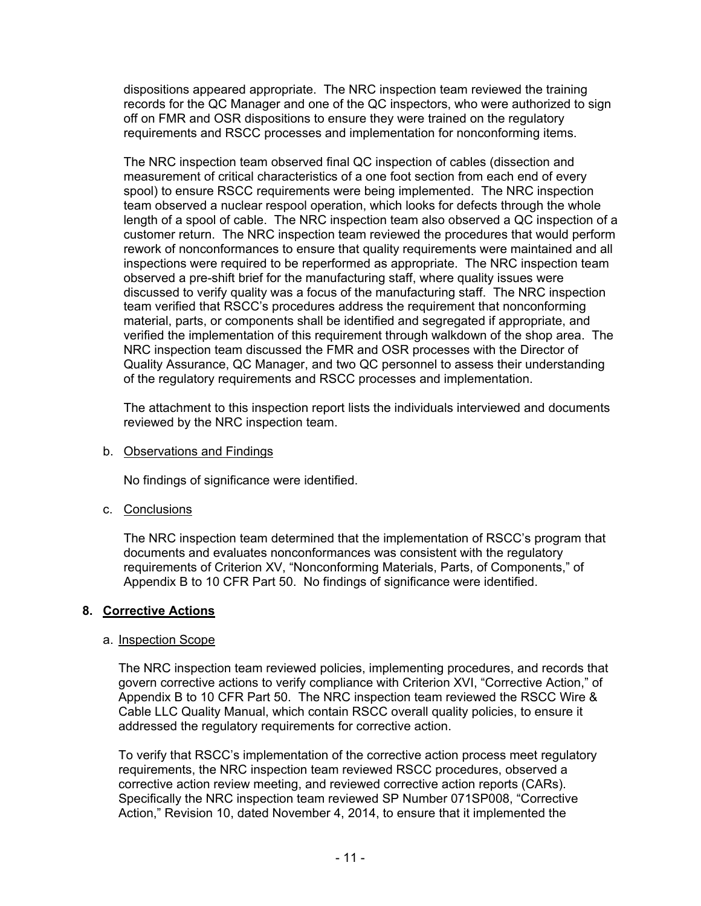dispositions appeared appropriate. The NRC inspection team reviewed the training records for the QC Manager and one of the QC inspectors, who were authorized to sign off on FMR and OSR dispositions to ensure they were trained on the regulatory requirements and RSCC processes and implementation for nonconforming items.

The NRC inspection team observed final QC inspection of cables (dissection and measurement of critical characteristics of a one foot section from each end of every spool) to ensure RSCC requirements were being implemented. The NRC inspection team observed a nuclear respool operation, which looks for defects through the whole length of a spool of cable. The NRC inspection team also observed a QC inspection of a customer return. The NRC inspection team reviewed the procedures that would perform rework of nonconformances to ensure that quality requirements were maintained and all inspections were required to be reperformed as appropriate. The NRC inspection team observed a pre-shift brief for the manufacturing staff, where quality issues were discussed to verify quality was a focus of the manufacturing staff. The NRC inspection team verified that RSCC's procedures address the requirement that nonconforming material, parts, or components shall be identified and segregated if appropriate, and verified the implementation of this requirement through walkdown of the shop area. The NRC inspection team discussed the FMR and OSR processes with the Director of Quality Assurance, QC Manager, and two QC personnel to assess their understanding of the regulatory requirements and RSCC processes and implementation.

The attachment to this inspection report lists the individuals interviewed and documents reviewed by the NRC inspection team.

b. Observations and Findings

No findings of significance were identified.

c. Conclusions

The NRC inspection team determined that the implementation of RSCC's program that documents and evaluates nonconformances was consistent with the regulatory requirements of Criterion XV, "Nonconforming Materials, Parts, of Components," of Appendix B to 10 CFR Part 50. No findings of significance were identified.

## 8. Corrective Actions

a. Inspection Scope

The NRC inspection team reviewed policies, implementing procedures, and records that govern corrective actions to verify compliance with Criterion XVI, "Corrective Action," of Appendix B to 10 CFR Part 50. The NRC inspection team reviewed the RSCC Wire & Cable LLC Quality Manual, which contain RSCC overall quality policies, to ensure it addressed the regulatory requirements for corrective action.

To verify that RSCC's implementation of the corrective action process meet regulatory requirements, the NRC inspection team reviewed RSCC procedures, observed a corrective action review meeting, and reviewed corrective action reports (CARs). Specifically the NRC inspection team reviewed SP Number 071SP008, "Corrective Action," Revision 10, dated November 4, 2014, to ensure that it implemented the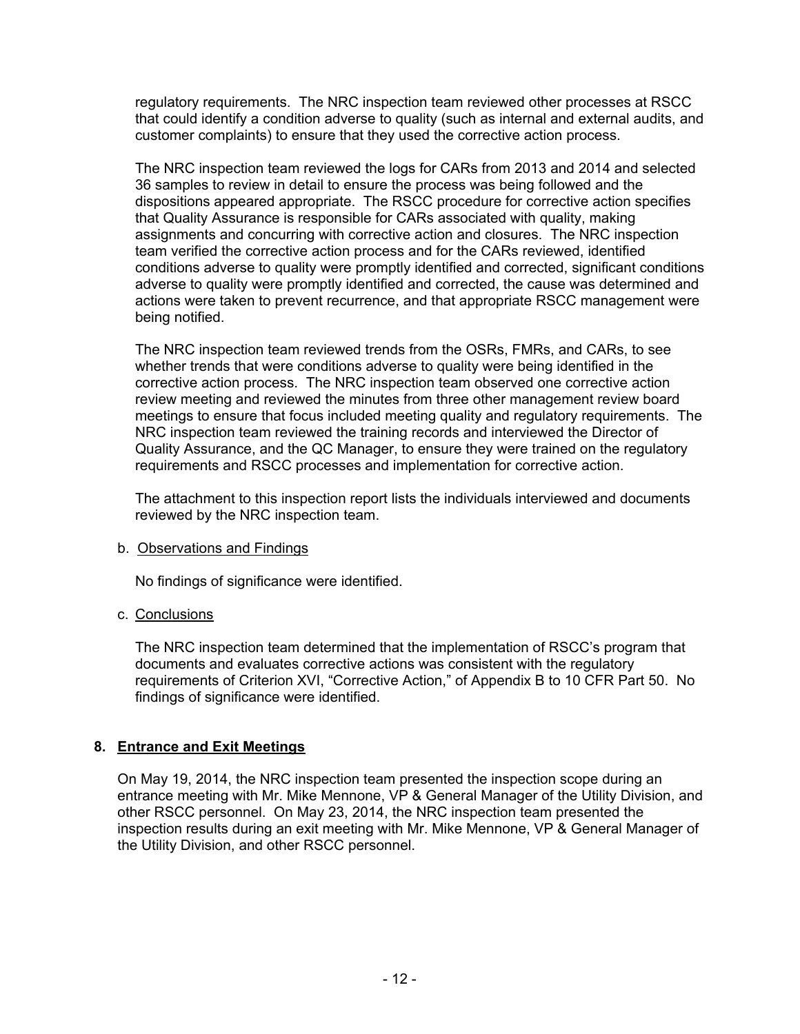regulatory requirements. The NRC inspection team reviewed other processes at RSCC that could identify a condition adverse to quality (such as internal and external audits, and customer complaints) to ensure that they used the corrective action process.

The NRC inspection team reviewed the logs for CARs from 2013 and 2014 and selected 36 samples to review in detail to ensure the process was being followed and the dispositions appeared appropriate. The RSCC procedure for corrective action specifies that Quality Assurance is responsible for CARs associated with quality, making assignments and concurring with corrective action and closures. The NRC inspection team verified the corrective action process and for the CARs reviewed, identified conditions adverse to quality were promptly identified and corrected, significant conditions adverse to quality were promptly identified and corrected, the cause was determined and actions were taken to prevent recurrence, and that appropriate RSCC management were being notified.

The NRC inspection team reviewed trends from the OSRs, FMRs, and CARs, to see whether trends that were conditions adverse to quality were being identified in the corrective action process. The NRC inspection team observed one corrective action review meeting and reviewed the minutes from three other management review board meetings to ensure that focus included meeting quality and regulatory requirements. The NRC inspection team reviewed the training records and interviewed the Director of Quality Assurance, and the QC Manager, to ensure they were trained on the regulatory requirements and RSCC processes and implementation for corrective action.

The attachment to this inspection report lists the individuals interviewed and documents reviewed by the NRC inspection team.

b. Observations and Findings

No findings of significance were identified.

c. Conclusions

The NRC inspection team determined that the implementation of RSCC's program that documents and evaluates corrective actions was consistent with the regulatory requirements of Criterion XVI, "Corrective Action," of Appendix B to 10 CFR Part 50. No findings of significance were identified.

## 8. Entrance and Exit Meetings

On May 19, 2014, the NRC inspection team presented the inspection scope during an entrance meeting with Mr. Mike Mennone, VP & General Manager of the Utility Division, and other RSCC personnel. On May 23, 2014, the NRC inspection team presented the inspection results during an exit meeting with Mr. Mike Mennone, VP & General Manager of the Utility Division, and other RSCC personnel.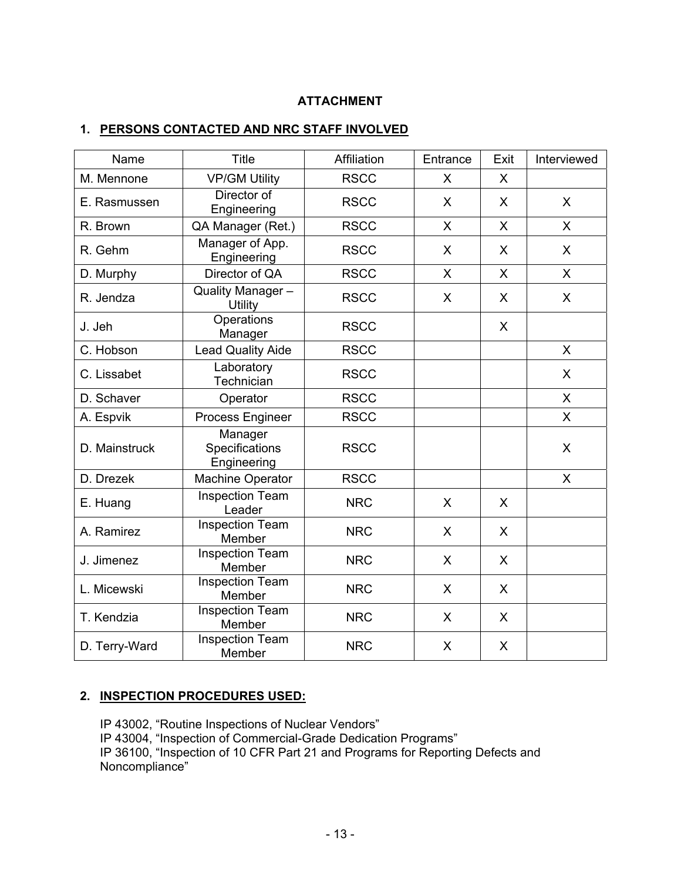**ATTACHMENT**

## 1. PERSONS CONTACTED AND NRC STAFF INVOLVED

| Name | Title | Affiliation | Entrance | Exit | Interviewed |
|---|---|---|---|---|---|
| M. Mennone | VP/GM Utility | RSCC | X | X | |
| E. Rasmussen | Director of Engineering | RSCC | X | X | X |
| R. Brown | QA Manager (Ret.) | RSCC | X | X | X |
| R. Gehm | Manager of App. Engineering | RSCC | X | X | X |
| D. Murphy | Director of QA | RSCC | X | X | X |
| R. Jendza | Quality Manager – Utility | RSCC | X | X | X |
| J. Jeh | Operations Manager | RSCC | | X | |
| C. Hobson | Lead Quality Aide | RSCC | | | X |
| C. Lissabet | Laboratory Technician | RSCC | | | X |
| D. Schaver | Operator | RSCC | | | X |
| A. Espvik | Process Engineer | RSCC | | | X |
| D. Mainstruck | Manager Specifications Engineering | RSCC | | | X |
| D. Drezek | Machine Operator | RSCC | | | X |
| E. Huang | Inspection Team Leader | NRC | X | X | |
| A. Ramirez | Inspection Team Member | NRC | X | X | |
| J. Jimenez | Inspection Team Member | NRC | X | X | |
| L. Micewski | Inspection Team Member | NRC | X | X | |
| T. Kendzia | Inspection Team Member | NRC | X | X | |
| D. Terry-Ward | Inspection Team Member | NRC | X | X | |

## 2. INSPECTION PROCEDURES USED:

IP 43002, "Routine Inspections of Nuclear Vendors"
IP 43004, "Inspection of Commercial-Grade Dedication Programs"
IP 36100, "Inspection of 10 CFR Part 21 and Programs for Reporting Defects and Noncompliance"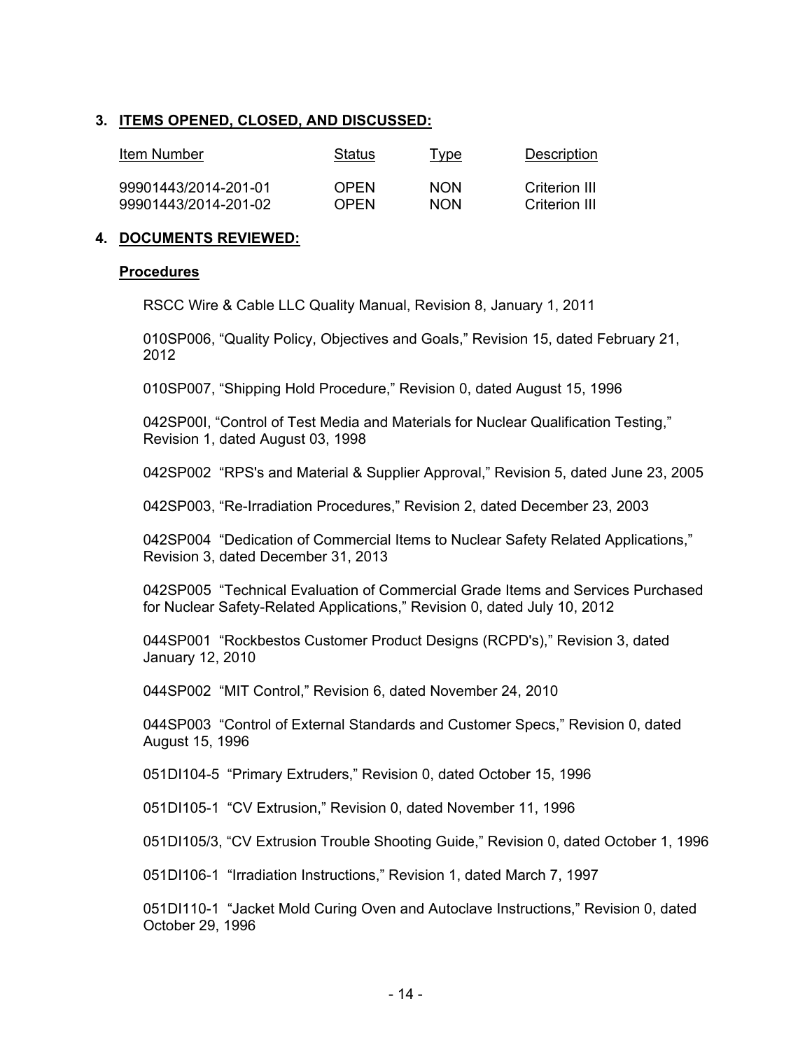## 3. ITEMS OPENED, CLOSED, AND DISCUSSED:

| Item Number | Status | Type | Description |
|---|---|---|---|
| 99901443/2014-201-01 | OPEN | NON | Criterion III |
| 99901443/2014-201-02 | OPEN | NON | Criterion III |

## 4. DOCUMENTS REVIEWED:

### Procedures

RSCC Wire & Cable LLC Quality Manual, Revision 8, January 1, 2011

010SP006, "Quality Policy, Objectives and Goals," Revision 15, dated February 21, 2012

010SP007, "Shipping Hold Procedure," Revision 0, dated August 15, 1996

042SP00I, "Control of Test Media and Materials for Nuclear Qualification Testing," Revision 1, dated August 03, 1998

042SP002 "RPS's and Material & Supplier Approval," Revision 5, dated June 23, 2005

042SP003, "Re-Irradiation Procedures," Revision 2, dated December 23, 2003

042SP004 "Dedication of Commercial Items to Nuclear Safety Related Applications," Revision 3, dated December 31, 2013

042SP005 "Technical Evaluation of Commercial Grade Items and Services Purchased for Nuclear Safety-Related Applications," Revision 0, dated July 10, 2012

044SP001 "Rockbestos Customer Product Designs (RCPD's)," Revision 3, dated January 12, 2010

044SP002 "MIT Control," Revision 6, dated November 24, 2010

044SP003 "Control of External Standards and Customer Specs," Revision 0, dated August 15, 1996

051DI104-5 "Primary Extruders," Revision 0, dated October 15, 1996

051DI105-1 "CV Extrusion," Revision 0, dated November 11, 1996

051DI105/3, "CV Extrusion Trouble Shooting Guide," Revision 0, dated October 1, 1996

051DI106-1 "Irradiation Instructions," Revision 1, dated March 7, 1997

051DI110-1 "Jacket Mold Curing Oven and Autoclave Instructions," Revision 0, dated October 29, 1996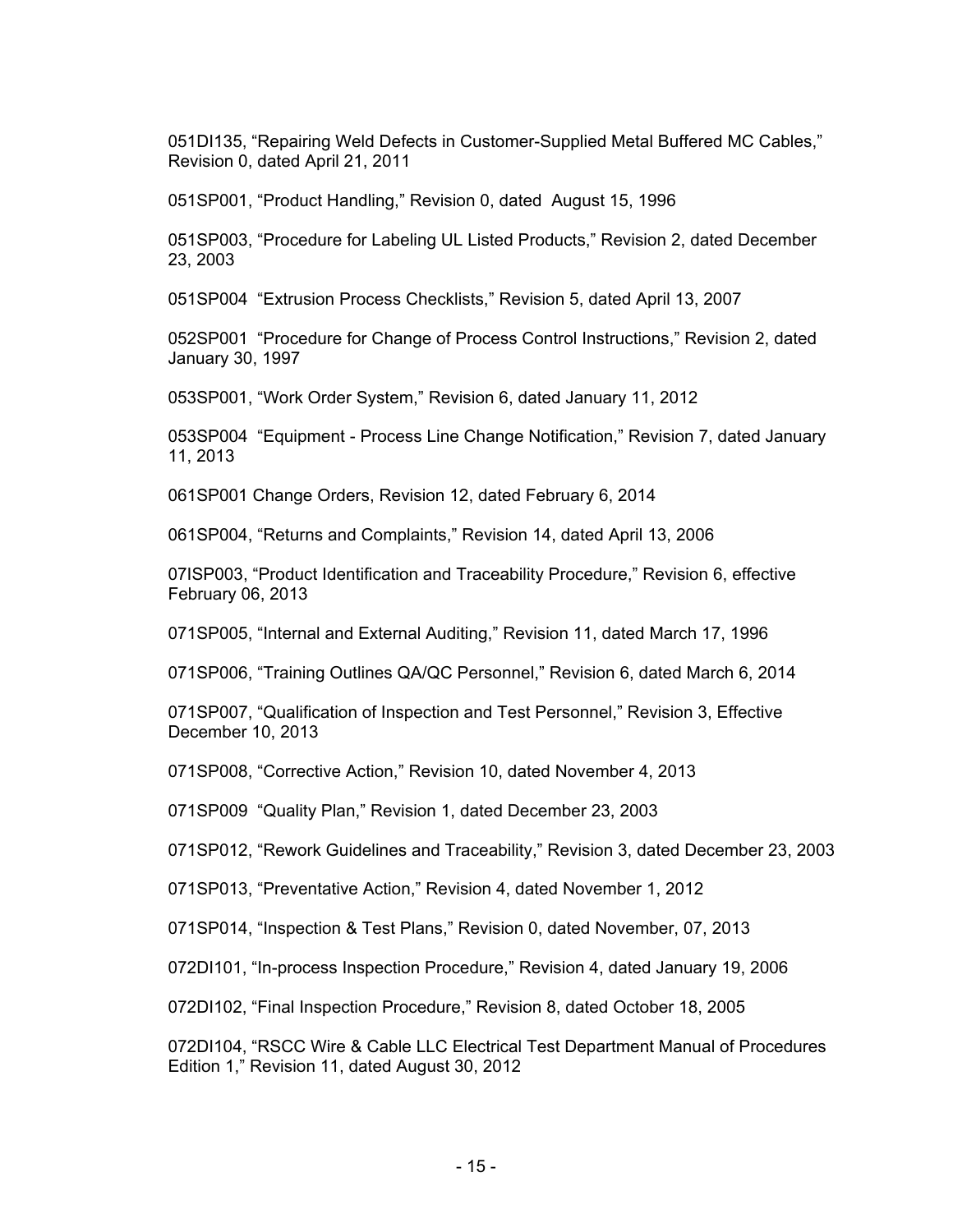051DI135, “Repairing Weld Defects in Customer-Supplied Metal Buffered MC Cables,” Revision 0, dated April 21, 2011

051SP001, “Product Handling,” Revision 0, dated August 15, 1996

051SP003, “Procedure for Labeling UL Listed Products,” Revision 2, dated December 23, 2003

051SP004 “Extrusion Process Checklists,” Revision 5, dated April 13, 2007

052SP001 “Procedure for Change of Process Control Instructions,” Revision 2, dated January 30, 1997

053SP001, “Work Order System,” Revision 6, dated January 11, 2012

053SP004 “Equipment - Process Line Change Notification,” Revision 7, dated January 11, 2013

061SP001 Change Orders, Revision 12, dated February 6, 2014

061SP004, “Returns and Complaints,” Revision 14, dated April 13, 2006

07ISP003, “Product Identification and Traceability Procedure,” Revision 6, effective February 06, 2013

071SP005, “Internal and External Auditing,” Revision 11, dated March 17, 1996

071SP006, “Training Outlines QA/QC Personnel,” Revision 6, dated March 6, 2014

071SP007, “Qualification of Inspection and Test Personnel,” Revision 3, Effective December 10, 2013

071SP008, “Corrective Action,” Revision 10, dated November 4, 2013

071SP009 “Quality Plan,” Revision 1, dated December 23, 2003

071SP012, “Rework Guidelines and Traceability,” Revision 3, dated December 23, 2003

071SP013, “Preventative Action,” Revision 4, dated November 1, 2012

071SP014, “Inspection & Test Plans,” Revision 0, dated November, 07, 2013

072DI101, “In-process Inspection Procedure,” Revision 4, dated January 19, 2006

072DI102, “Final Inspection Procedure,” Revision 8, dated October 18, 2005

072DI104, “RSCC Wire & Cable LLC Electrical Test Department Manual of Procedures Edition 1,” Revision 11, dated August 30, 2012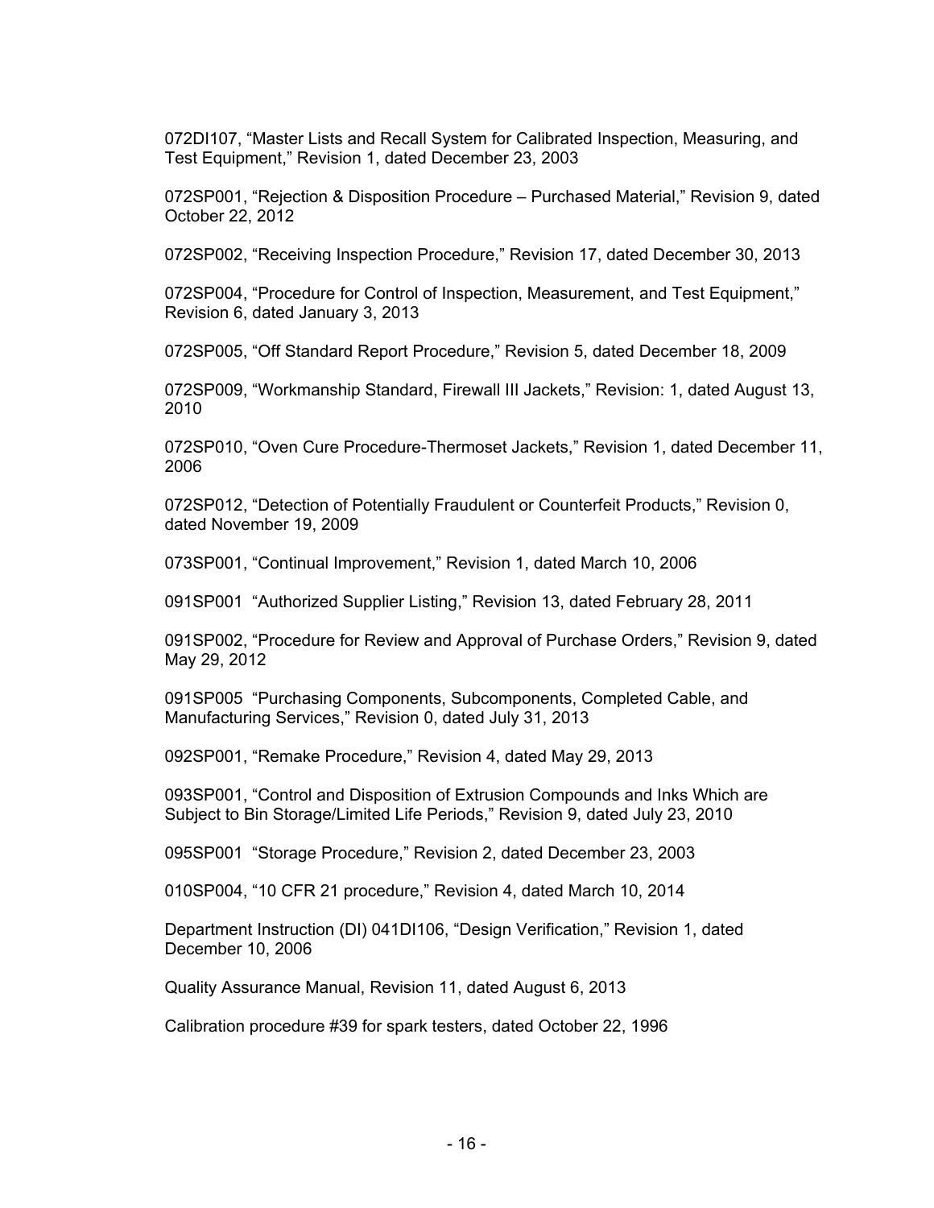072DI107, “Master Lists and Recall System for Calibrated Inspection, Measuring, and Test Equipment,” Revision 1, dated December 23, 2003

072SP001, “Rejection & Disposition Procedure – Purchased Material,” Revision 9, dated October 22, 2012

072SP002, “Receiving Inspection Procedure,” Revision 17, dated December 30, 2013

072SP004, “Procedure for Control of Inspection, Measurement, and Test Equipment,” Revision 6, dated January 3, 2013

072SP005, “Off Standard Report Procedure,” Revision 5, dated December 18, 2009

072SP009, “Workmanship Standard, Firewall III Jackets,” Revision: 1, dated August 13, 2010

072SP010, “Oven Cure Procedure-Thermoset Jackets,” Revision 1, dated December 11, 2006

072SP012, “Detection of Potentially Fraudulent or Counterfeit Products,” Revision 0, dated November 19, 2009

073SP001, “Continual Improvement,” Revision 1, dated March 10, 2006

091SP001 “Authorized Supplier Listing,” Revision 13, dated February 28, 2011

091SP002, “Procedure for Review and Approval of Purchase Orders,” Revision 9, dated May 29, 2012

091SP005 “Purchasing Components, Subcomponents, Completed Cable, and Manufacturing Services,” Revision 0, dated July 31, 2013

092SP001, “Remake Procedure,” Revision 4, dated May 29, 2013

093SP001, “Control and Disposition of Extrusion Compounds and Inks Which are Subject to Bin Storage/Limited Life Periods,” Revision 9, dated July 23, 2010

095SP001 “Storage Procedure,” Revision 2, dated December 23, 2003

010SP004, “10 CFR 21 procedure,” Revision 4, dated March 10, 2014

Department Instruction (DI) 041DI106, “Design Verification,” Revision 1, dated December 10, 2006

Quality Assurance Manual, Revision 11, dated August 6, 2013

Calibration procedure #39 for spark testers, dated October 22, 1996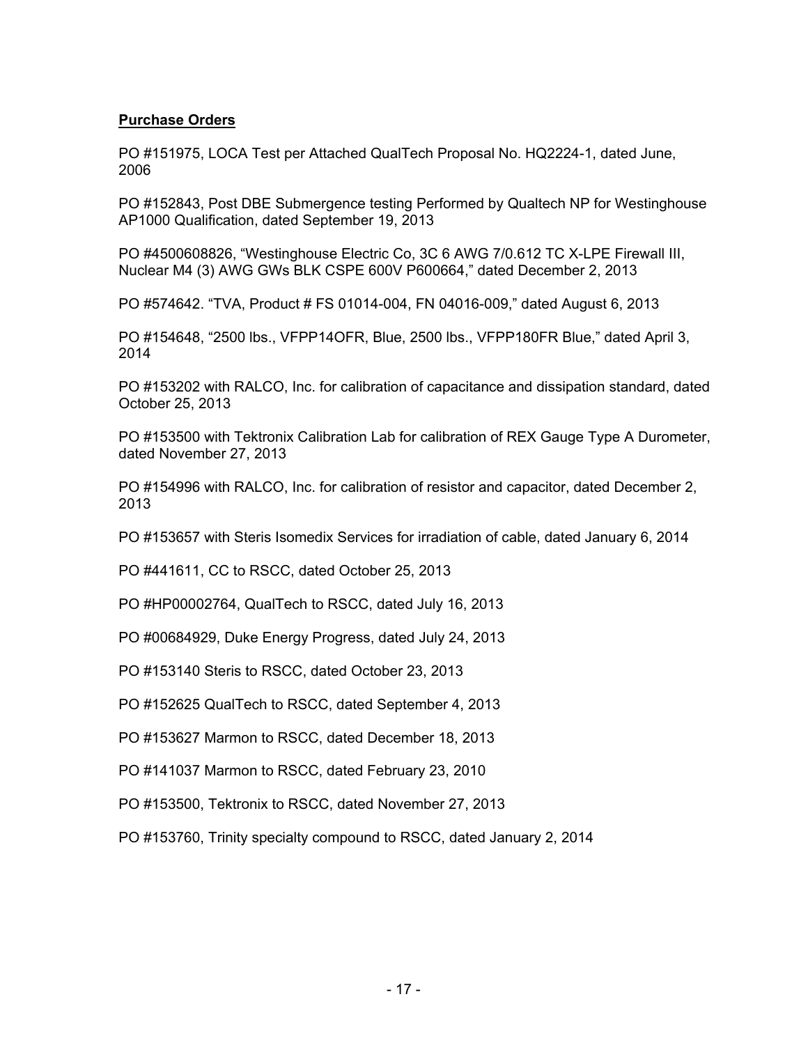**Purchase Orders**

PO #151975, LOCA Test per Attached QualTech Proposal No. HQ2224-1, dated June, 2006

PO #152843, Post DBE Submergence testing Performed by Qualtech NP for Westinghouse AP1000 Qualification, dated September 19, 2013

PO #4500608826, "Westinghouse Electric Co, 3C 6 AWG 7/0.612 TC X-LPE Firewall III, Nuclear M4 (3) AWG GWs BLK CSPE 600V P600664," dated December 2, 2013

PO #574642. "TVA, Product # FS 01014-004, FN 04016-009," dated August 6, 2013

PO #154648, "2500 lbs., VFPP14OFR, Blue, 2500 lbs., VFPP180FR Blue," dated April 3, 2014

PO #153202 with RALCO, Inc. for calibration of capacitance and dissipation standard, dated October 25, 2013

PO #153500 with Tektronix Calibration Lab for calibration of REX Gauge Type A Durometer, dated November 27, 2013

PO #154996 with RALCO, Inc. for calibration of resistor and capacitor, dated December 2, 2013

PO #153657 with Steris Isomedix Services for irradiation of cable, dated January 6, 2014

PO #441611, CC to RSCC, dated October 25, 2013

PO #HP00002764, QualTech to RSCC, dated July 16, 2013

PO #00684929, Duke Energy Progress, dated July 24, 2013

PO #153140 Steris to RSCC, dated October 23, 2013

PO #152625 QualTech to RSCC, dated September 4, 2013

PO #153627 Marmon to RSCC, dated December 18, 2013

PO #141037 Marmon to RSCC, dated February 23, 2010

PO #153500, Tektronix to RSCC, dated November 27, 2013

PO #153760, Trinity specialty compound to RSCC, dated January 2, 2014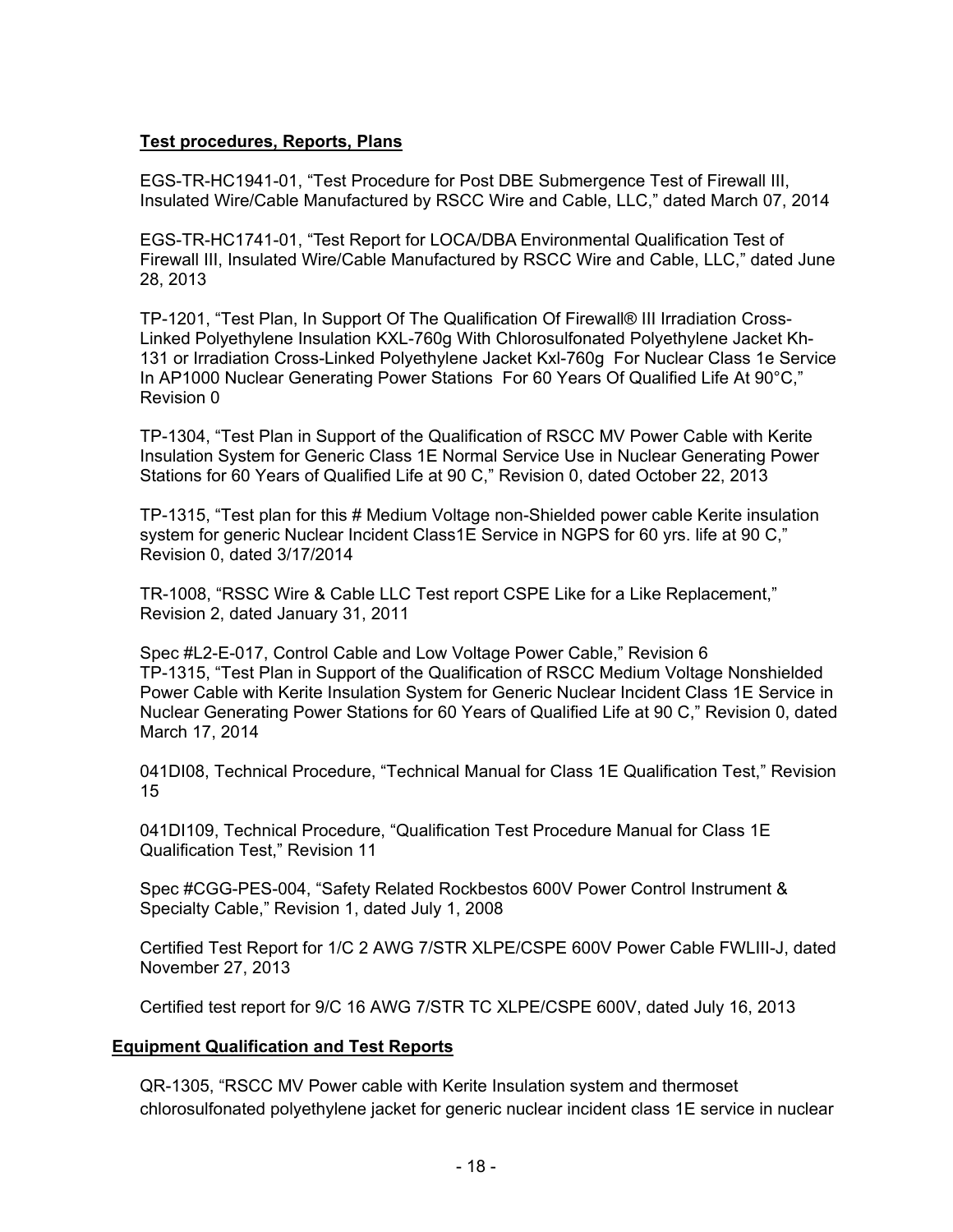**Test procedures, Reports, Plans**

EGS-TR-HC1941-01, “Test Procedure for Post DBE Submergence Test of Firewall III, Insulated Wire/Cable Manufactured by RSCC Wire and Cable, LLC,” dated March 07, 2014

EGS-TR-HC1741-01, “Test Report for LOCA/DBA Environmental Qualification Test of Firewall III, Insulated Wire/Cable Manufactured by RSCC Wire and Cable, LLC,” dated June 28, 2013

TP-1201, “Test Plan, In Support Of The Qualification Of Firewall® III Irradiation Cross-Linked Polyethylene Insulation KXL-760g With Chlorosulfonated Polyethylene Jacket Kh-131 or Irradiation Cross-Linked Polyethylene Jacket Kxl-760g For Nuclear Class 1e Service In AP1000 Nuclear Generating Power Stations For 60 Years Of Qualified Life At 90°C,” Revision 0

TP-1304, “Test Plan in Support of the Qualification of RSCC MV Power Cable with Kerite Insulation System for Generic Class 1E Normal Service Use in Nuclear Generating Power Stations for 60 Years of Qualified Life at 90 C,” Revision 0, dated October 22, 2013

TP-1315, “Test plan for this # Medium Voltage non-Shielded power cable Kerite insulation system for generic Nuclear Incident Class1E Service in NGPS for 60 yrs. life at 90 C,” Revision 0, dated 3/17/2014

TR-1008, “RSSC Wire & Cable LLC Test report CSPE Like for a Like Replacement,” Revision 2, dated January 31, 2011

Spec #L2-E-017, Control Cable and Low Voltage Power Cable,” Revision 6
TP-1315, “Test Plan in Support of the Qualification of RSCC Medium Voltage Nonshielded Power Cable with Kerite Insulation System for Generic Nuclear Incident Class 1E Service in Nuclear Generating Power Stations for 60 Years of Qualified Life at 90 C,” Revision 0, dated March 17, 2014

041DI08, Technical Procedure, “Technical Manual for Class 1E Qualification Test,” Revision 15

041DI109, Technical Procedure, “Qualification Test Procedure Manual for Class 1E Qualification Test,” Revision 11

Spec #CGG-PES-004, “Safety Related Rockbestos 600V Power Control Instrument & Specialty Cable,” Revision 1, dated July 1, 2008

Certified Test Report for 1/C 2 AWG 7/STR XLPE/CSPE 600V Power Cable FWLIII-J, dated November 27, 2013

Certified test report for 9/C 16 AWG 7/STR TC XLPE/CSPE 600V, dated July 16, 2013

**Equipment Qualification and Test Reports**

QR-1305, “RSCC MV Power cable with Kerite Insulation system and thermoset chlorosulfonated polyethylene jacket for generic nuclear incident class 1E service in nuclear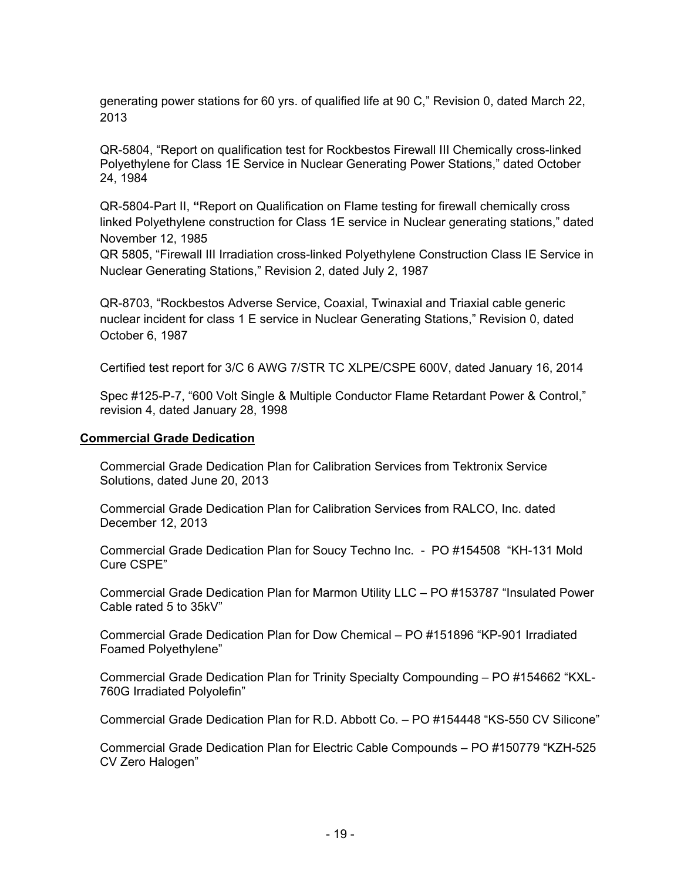generating power stations for 60 yrs. of qualified life at 90 C," Revision 0, dated March 22, 2013

QR-5804, "Report on qualification test for Rockbestos Firewall III Chemically cross-linked Polyethylene for Class 1E Service in Nuclear Generating Power Stations," dated October 24, 1984

QR-5804-Part II, **"**Report on Qualification on Flame testing for firewall chemically cross linked Polyethylene construction for Class 1E service in Nuclear generating stations," dated November 12, 1985

QR 5805, "Firewall III Irradiation cross-linked Polyethylene Construction Class IE Service in Nuclear Generating Stations," Revision 2, dated July 2, 1987

QR-8703, "Rockbestos Adverse Service, Coaxial, Twinaxial and Triaxial cable generic nuclear incident for class 1 E service in Nuclear Generating Stations," Revision 0, dated October 6, 1987

Certified test report for 3/C 6 AWG 7/STR TC XLPE/CSPE 600V, dated January 16, 2014

Spec #125-P-7, "600 Volt Single & Multiple Conductor Flame Retardant Power & Control," revision 4, dated January 28, 1998

**Commercial Grade Dedication**

Commercial Grade Dedication Plan for Calibration Services from Tektronix Service Solutions, dated June 20, 2013

Commercial Grade Dedication Plan for Calibration Services from RALCO, Inc. dated December 12, 2013

Commercial Grade Dedication Plan for Soucy Techno Inc. - PO #154508 "KH-131 Mold Cure CSPE"

Commercial Grade Dedication Plan for Marmon Utility LLC – PO #153787 "Insulated Power Cable rated 5 to 35kV"

Commercial Grade Dedication Plan for Dow Chemical – PO #151896 "KP-901 Irradiated Foamed Polyethylene"

Commercial Grade Dedication Plan for Trinity Specialty Compounding – PO #154662 "KXL-760G Irradiated Polyolefin"

Commercial Grade Dedication Plan for R.D. Abbott Co. – PO #154448 "KS-550 CV Silicone"

Commercial Grade Dedication Plan for Electric Cable Compounds – PO #150779 "KZH-525 CV Zero Halogen"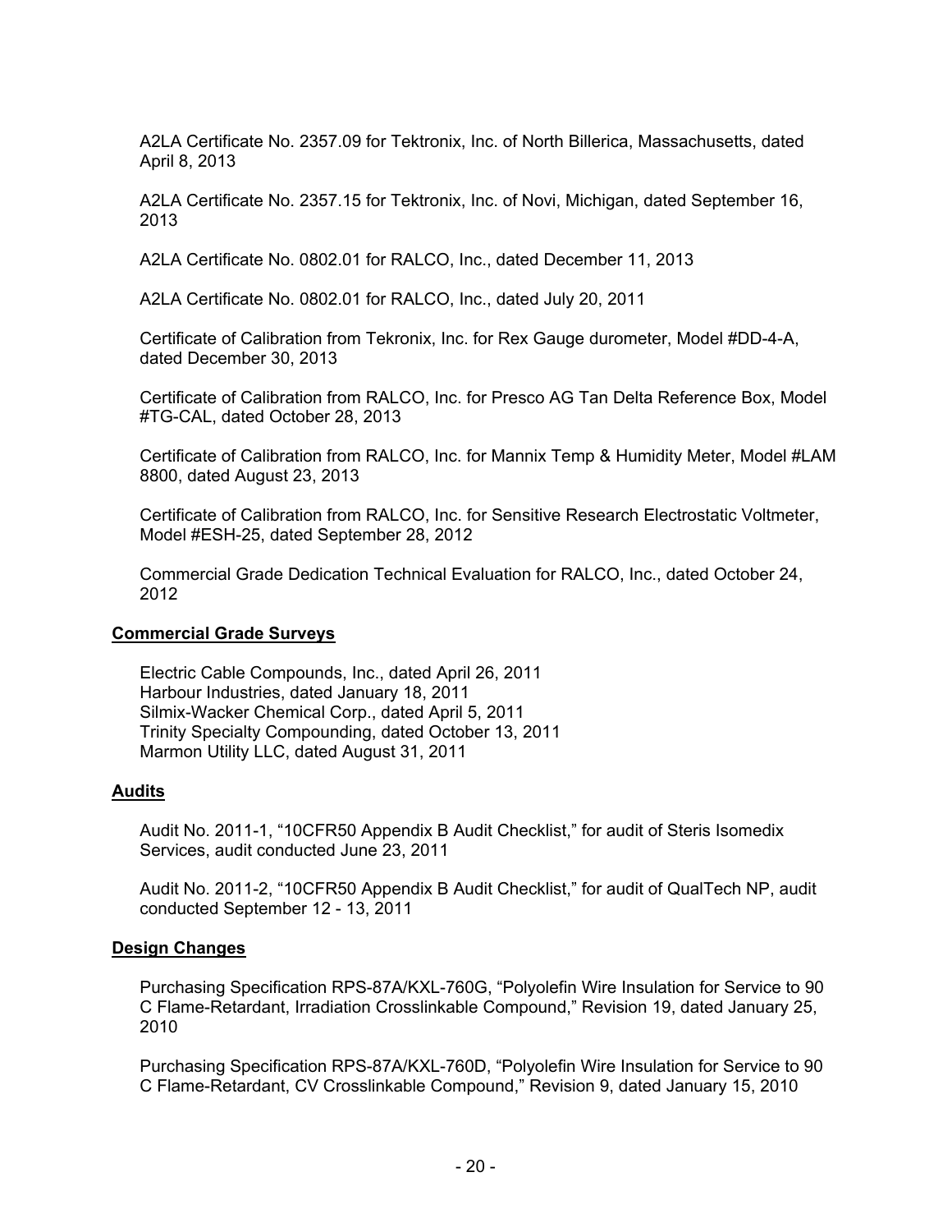A2LA Certificate No. 2357.09 for Tektronix, Inc. of North Billerica, Massachusetts, dated April 8, 2013

A2LA Certificate No. 2357.15 for Tektronix, Inc. of Novi, Michigan, dated September 16, 2013

A2LA Certificate No. 0802.01 for RALCO, Inc., dated December 11, 2013

A2LA Certificate No. 0802.01 for RALCO, Inc., dated July 20, 2011

Certificate of Calibration from Tekronix, Inc. for Rex Gauge durometer, Model #DD-4-A, dated December 30, 2013

Certificate of Calibration from RALCO, Inc. for Presco AG Tan Delta Reference Box, Model #TG-CAL, dated October 28, 2013

Certificate of Calibration from RALCO, Inc. for Mannix Temp & Humidity Meter, Model #LAM 8800, dated August 23, 2013

Certificate of Calibration from RALCO, Inc. for Sensitive Research Electrostatic Voltmeter, Model #ESH-25, dated September 28, 2012

Commercial Grade Dedication Technical Evaluation for RALCO, Inc., dated October 24, 2012

**Commercial Grade Surveys**

Electric Cable Compounds, Inc., dated April 26, 2011
Harbour Industries, dated January 18, 2011
Silmix-Wacker Chemical Corp., dated April 5, 2011
Trinity Specialty Compounding, dated October 13, 2011
Marmon Utility LLC, dated August 31, 2011

**Audits**

Audit No. 2011-1, "10CFR50 Appendix B Audit Checklist," for audit of Steris Isomedix Services, audit conducted June 23, 2011

Audit No. 2011-2, "10CFR50 Appendix B Audit Checklist," for audit of QualTech NP, audit conducted September 12 - 13, 2011

**Design Changes**

Purchasing Specification RPS-87A/KXL-760G, "Polyolefin Wire Insulation for Service to 90 C Flame-Retardant, Irradiation Crosslinkable Compound," Revision 19, dated January 25, 2010

Purchasing Specification RPS-87A/KXL-760D, "Polyolefin Wire Insulation for Service to 90 C Flame-Retardant, CV Crosslinkable Compound," Revision 9, dated January 15, 2010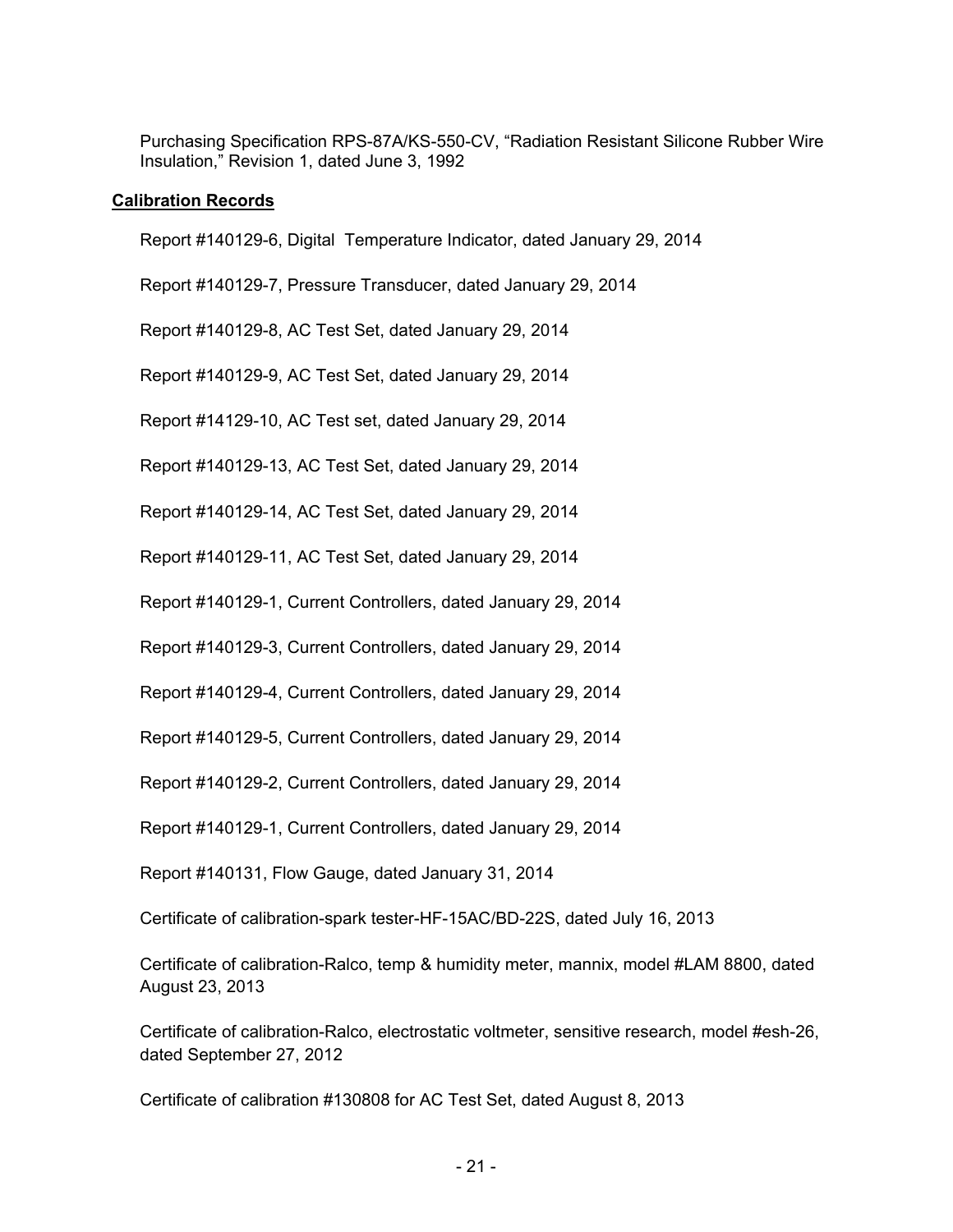Purchasing Specification RPS-87A/KS-550-CV, “Radiation Resistant Silicone Rubber Wire Insulation,” Revision 1, dated June 3, 1992

**Calibration Records**

Report #140129-6, Digital Temperature Indicator, dated January 29, 2014

Report #140129-7, Pressure Transducer, dated January 29, 2014

Report #140129-8, AC Test Set, dated January 29, 2014

Report #140129-9, AC Test Set, dated January 29, 2014

Report #14129-10, AC Test set, dated January 29, 2014

Report #140129-13, AC Test Set, dated January 29, 2014

Report #140129-14, AC Test Set, dated January 29, 2014

Report #140129-11, AC Test Set, dated January 29, 2014

Report #140129-1, Current Controllers, dated January 29, 2014

Report #140129-3, Current Controllers, dated January 29, 2014

Report #140129-4, Current Controllers, dated January 29, 2014

Report #140129-5, Current Controllers, dated January 29, 2014

Report #140129-2, Current Controllers, dated January 29, 2014

Report #140129-1, Current Controllers, dated January 29, 2014

Report #140131, Flow Gauge, dated January 31, 2014

Certificate of calibration-spark tester-HF-15AC/BD-22S, dated July 16, 2013

Certificate of calibration-Ralco, temp & humidity meter, mannix, model #LAM 8800, dated August 23, 2013

Certificate of calibration-Ralco, electrostatic voltmeter, sensitive research, model #esh-26, dated September 27, 2012

Certificate of calibration #130808 for AC Test Set, dated August 8, 2013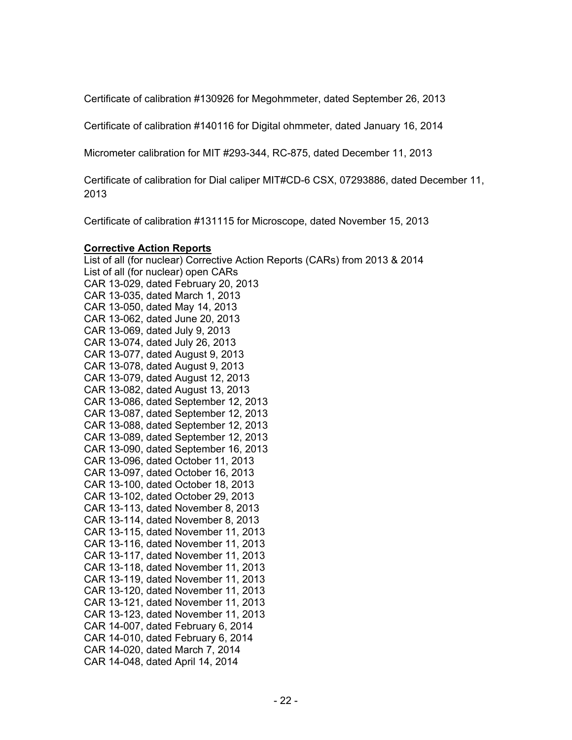Certificate of calibration #130926 for Megohmmeter, dated September 26, 2013

Certificate of calibration #140116 for Digital ohmmeter, dated January 16, 2014

Micrometer calibration for MIT #293-344, RC-875, dated December 11, 2013

Certificate of calibration for Dial caliper MIT#CD-6 CSX, 07293886, dated December 11, 2013

Certificate of calibration #131115 for Microscope, dated November 15, 2013

**Corrective Action Reports**

List of all (for nuclear) Corrective Action Reports (CARs) from 2013 & 2014
List of all (for nuclear) open CARs
CAR 13-029, dated February 20, 2013
CAR 13-035, dated March 1, 2013
CAR 13-050, dated May 14, 2013
CAR 13-062, dated June 20, 2013
CAR 13-069, dated July 9, 2013
CAR 13-074, dated July 26, 2013
CAR 13-077, dated August 9, 2013
CAR 13-078, dated August 9, 2013
CAR 13-079, dated August 12, 2013
CAR 13-082, dated August 13, 2013
CAR 13-086, dated September 12, 2013
CAR 13-087, dated September 12, 2013
CAR 13-088, dated September 12, 2013
CAR 13-089, dated September 12, 2013
CAR 13-090, dated September 16, 2013
CAR 13-096, dated October 11, 2013
CAR 13-097, dated October 16, 2013
CAR 13-100, dated October 18, 2013
CAR 13-102, dated October 29, 2013
CAR 13-113, dated November 8, 2013
CAR 13-114, dated November 8, 2013
CAR 13-115, dated November 11, 2013
CAR 13-116, dated November 11, 2013
CAR 13-117, dated November 11, 2013
CAR 13-118, dated November 11, 2013
CAR 13-119, dated November 11, 2013
CAR 13-120, dated November 11, 2013
CAR 13-121, dated November 11, 2013
CAR 13-123, dated November 11, 2013
CAR 14-007, dated February 6, 2014
CAR 14-010, dated February 6, 2014
CAR 14-020, dated March 7, 2014
CAR 14-048, dated April 14, 2014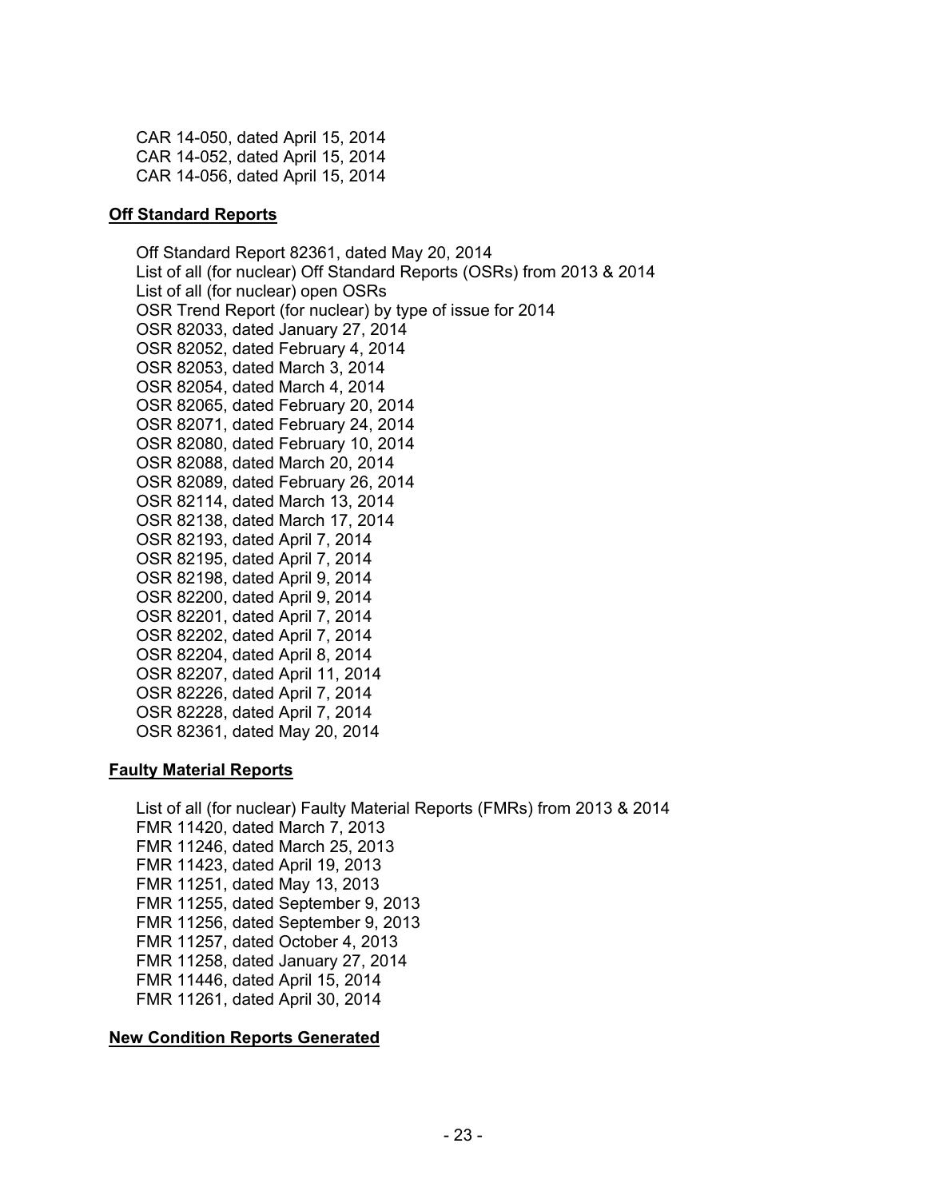CAR 14-050, dated April 15, 2014
CAR 14-052, dated April 15, 2014
CAR 14-056, dated April 15, 2014

**Off Standard Reports**

Off Standard Report 82361, dated May 20, 2014
List of all (for nuclear) Off Standard Reports (OSRs) from 2013 & 2014
List of all (for nuclear) open OSRs
OSR Trend Report (for nuclear) by type of issue for 2014
OSR 82033, dated January 27, 2014
OSR 82052, dated February 4, 2014
OSR 82053, dated March 3, 2014
OSR 82054, dated March 4, 2014
OSR 82065, dated February 20, 2014
OSR 82071, dated February 24, 2014
OSR 82080, dated February 10, 2014
OSR 82088, dated March 20, 2014
OSR 82089, dated February 26, 2014
OSR 82114, dated March 13, 2014
OSR 82138, dated March 17, 2014
OSR 82193, dated April 7, 2014
OSR 82195, dated April 7, 2014
OSR 82198, dated April 9, 2014
OSR 82200, dated April 9, 2014
OSR 82201, dated April 7, 2014
OSR 82202, dated April 7, 2014
OSR 82204, dated April 8, 2014
OSR 82207, dated April 11, 2014
OSR 82226, dated April 7, 2014
OSR 82228, dated April 7, 2014
OSR 82361, dated May 20, 2014

**Faulty Material Reports**

List of all (for nuclear) Faulty Material Reports (FMRs) from 2013 & 2014
FMR 11420, dated March 7, 2013
FMR 11246, dated March 25, 2013
FMR 11423, dated April 19, 2013
FMR 11251, dated May 13, 2013
FMR 11255, dated September 9, 2013
FMR 11256, dated September 9, 2013
FMR 11257, dated October 4, 2013
FMR 11258, dated January 27, 2014
FMR 11446, dated April 15, 2014
FMR 11261, dated April 30, 2014

**New Condition Reports Generated**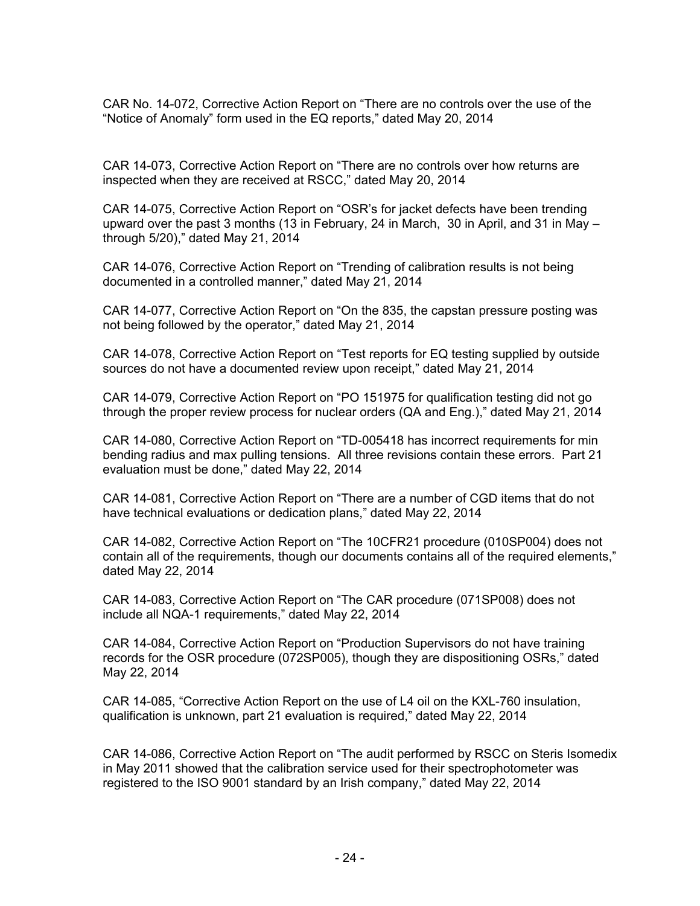CAR No. 14-072, Corrective Action Report on “There are no controls over the use of the “Notice of Anomaly” form used in the EQ reports,” dated May 20, 2014

CAR 14-073, Corrective Action Report on “There are no controls over how returns are inspected when they are received at RSCC,” dated May 20, 2014

CAR 14-075, Corrective Action Report on “OSR’s for jacket defects have been trending upward over the past 3 months (13 in February, 24 in March, 30 in April, and 31 in May – through 5/20),” dated May 21, 2014

CAR 14-076, Corrective Action Report on “Trending of calibration results is not being documented in a controlled manner,” dated May 21, 2014

CAR 14-077, Corrective Action Report on “On the 835, the capstan pressure posting was not being followed by the operator,” dated May 21, 2014

CAR 14-078, Corrective Action Report on “Test reports for EQ testing supplied by outside sources do not have a documented review upon receipt,” dated May 21, 2014

CAR 14-079, Corrective Action Report on “PO 151975 for qualification testing did not go through the proper review process for nuclear orders (QA and Eng.),” dated May 21, 2014

CAR 14-080, Corrective Action Report on “TD-005418 has incorrect requirements for min bending radius and max pulling tensions. All three revisions contain these errors. Part 21 evaluation must be done,” dated May 22, 2014

CAR 14-081, Corrective Action Report on “There are a number of CGD items that do not have technical evaluations or dedication plans,” dated May 22, 2014

CAR 14-082, Corrective Action Report on “The 10CFR21 procedure (010SP004) does not contain all of the requirements, though our documents contains all of the required elements,” dated May 22, 2014

CAR 14-083, Corrective Action Report on “The CAR procedure (071SP008) does not include all NQA-1 requirements,” dated May 22, 2014

CAR 14-084, Corrective Action Report on “Production Supervisors do not have training records for the OSR procedure (072SP005), though they are dispositioning OSRs,” dated May 22, 2014

CAR 14-085, “Corrective Action Report on the use of L4 oil on the KXL-760 insulation, qualification is unknown, part 21 evaluation is required,” dated May 22, 2014

CAR 14-086, Corrective Action Report on “The audit performed by RSCC on Steris Isomedix in May 2011 showed that the calibration service used for their spectrophotometer was registered to the ISO 9001 standard by an Irish company,” dated May 22, 2014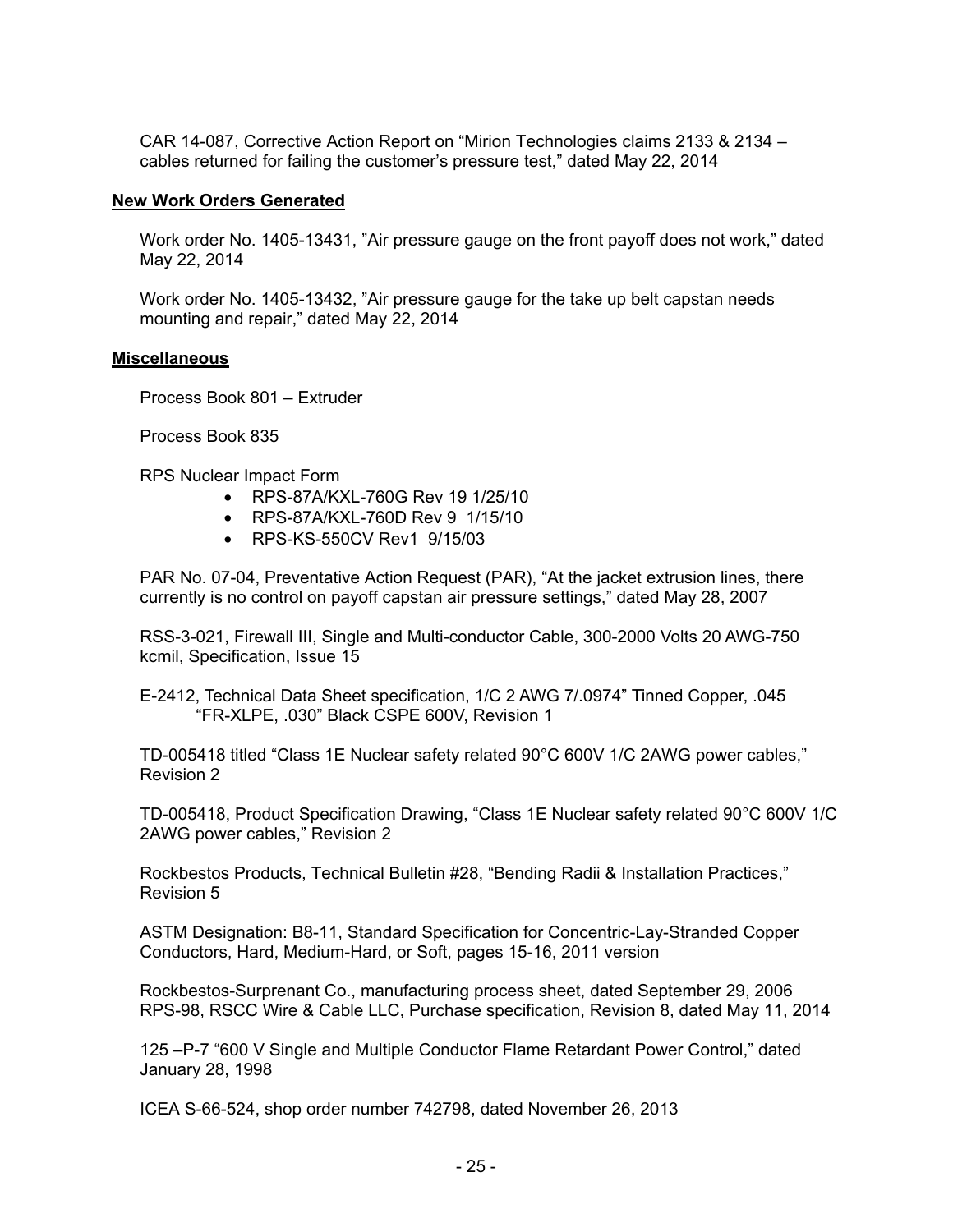CAR 14-087, Corrective Action Report on "Mirion Technologies claims 2133 & 2134 – cables returned for failing the customer's pressure test," dated May 22, 2014

**New Work Orders Generated**

Work order No. 1405-13431, "Air pressure gauge on the front payoff does not work," dated May 22, 2014

Work order No. 1405-13432, "Air pressure gauge for the take up belt capstan needs mounting and repair," dated May 22, 2014

**Miscellaneous**

Process Book 801 – Extruder

Process Book 835

RPS Nuclear Impact Form

- RPS-87A/KXL-760G Rev 19 1/25/10
- RPS-87A/KXL-760D Rev 9 1/15/10
- RPS-KS-550CV Rev1 9/15/03

PAR No. 07-04, Preventative Action Request (PAR), "At the jacket extrusion lines, there currently is no control on payoff capstan air pressure settings," dated May 28, 2007

RSS-3-021, Firewall III, Single and Multi-conductor Cable, 300-2000 Volts 20 AWG-750 kcmil, Specification, Issue 15

E-2412, Technical Data Sheet specification, 1/C 2 AWG 7/.0974" Tinned Copper, .045 "FR-XLPE, .030" Black CSPE 600V, Revision 1

TD-005418 titled "Class 1E Nuclear safety related 90°C 600V 1/C 2AWG power cables," Revision 2

TD-005418, Product Specification Drawing, "Class 1E Nuclear safety related 90°C 600V 1/C 2AWG power cables," Revision 2

Rockbestos Products, Technical Bulletin #28, "Bending Radii & Installation Practices," Revision 5

ASTM Designation: B8-11, Standard Specification for Concentric-Lay-Stranded Copper Conductors, Hard, Medium-Hard, or Soft, pages 15-16, 2011 version

Rockbestos-Surprenant Co., manufacturing process sheet, dated September 29, 2006
RPS-98, RSCC Wire & Cable LLC, Purchase specification, Revision 8, dated May 11, 2014

125 –P-7 "600 V Single and Multiple Conductor Flame Retardant Power Control," dated January 28, 1998

ICEA S-66-524, shop order number 742798, dated November 26, 2013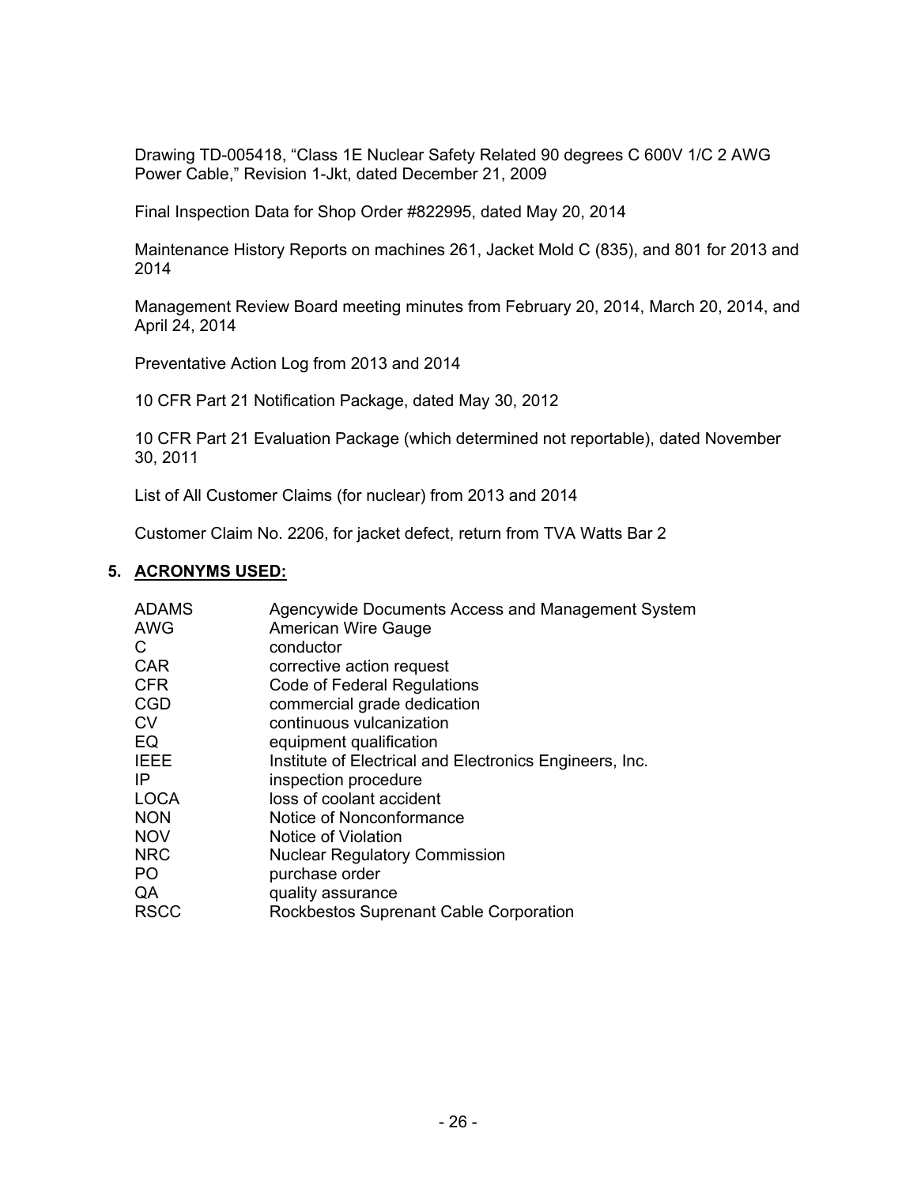Drawing TD-005418, "Class 1E Nuclear Safety Related 90 degrees C 600V 1/C 2 AWG Power Cable," Revision 1-Jkt, dated December 21, 2009

Final Inspection Data for Shop Order #822995, dated May 20, 2014

Maintenance History Reports on machines 261, Jacket Mold C (835), and 801 for 2013 and 2014

Management Review Board meeting minutes from February 20, 2014, March 20, 2014, and April 24, 2014

Preventative Action Log from 2013 and 2014

10 CFR Part 21 Notification Package, dated May 30, 2012

10 CFR Part 21 Evaluation Package (which determined not reportable), dated November 30, 2011

List of All Customer Claims (for nuclear) from 2013 and 2014

Customer Claim No. 2206, for jacket defect, return from TVA Watts Bar 2

## 5. ACRONYMS USED:

| | |
|---|---|
| ADAMS | Agencywide Documents Access and Management System |
| AWG | American Wire Gauge |
| C | conductor |
| CAR | corrective action request |
| CFR | Code of Federal Regulations |
| CGD | commercial grade dedication |
| CV | continuous vulcanization |
| EQ | equipment qualification |
| IEEE | Institute of Electrical and Electronics Engineers, Inc. |
| IP | inspection procedure |
| LOCA | loss of coolant accident |
| NON | Notice of Nonconformance |
| NOV | Notice of Violation |
| NRC | Nuclear Regulatory Commission |
| PO | purchase order |
| QA | quality assurance |
| RSCC | Rockbestos Suprenant Cable Corporation |